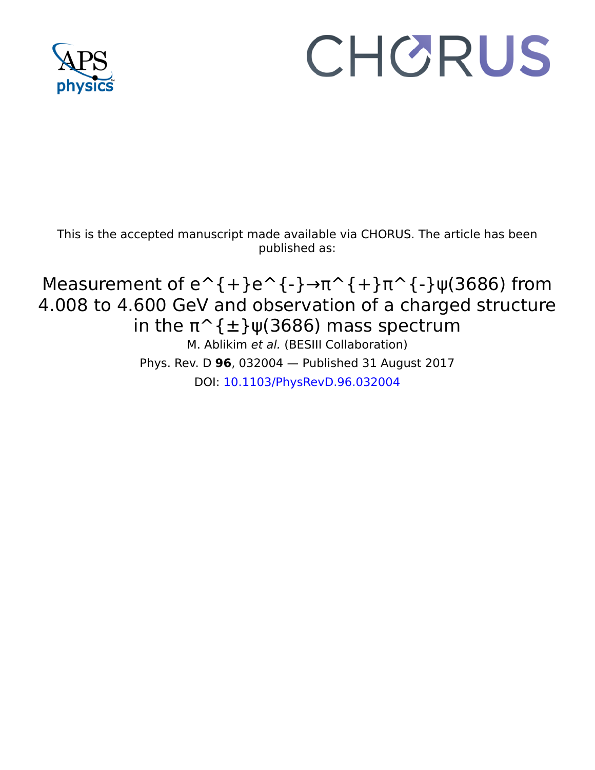This is the accepted manuscript made available via CHORUS. The article has been published as:

# Measurement of $e^{+}e^{-}\to\pi^{+}\pi^{-}\psi(3686)$ from 4.008 to 4.600 GeV and observation of a charged structure in the $\pi^{\pm}\psi(3686)$ mass spectrum

M. Ablikim *et al.* (BESIII Collaboration)

Phys. Rev. D **96**, 032004 — Published 31 August 2017

DOI: 10.1103/PhysRevD.96.032004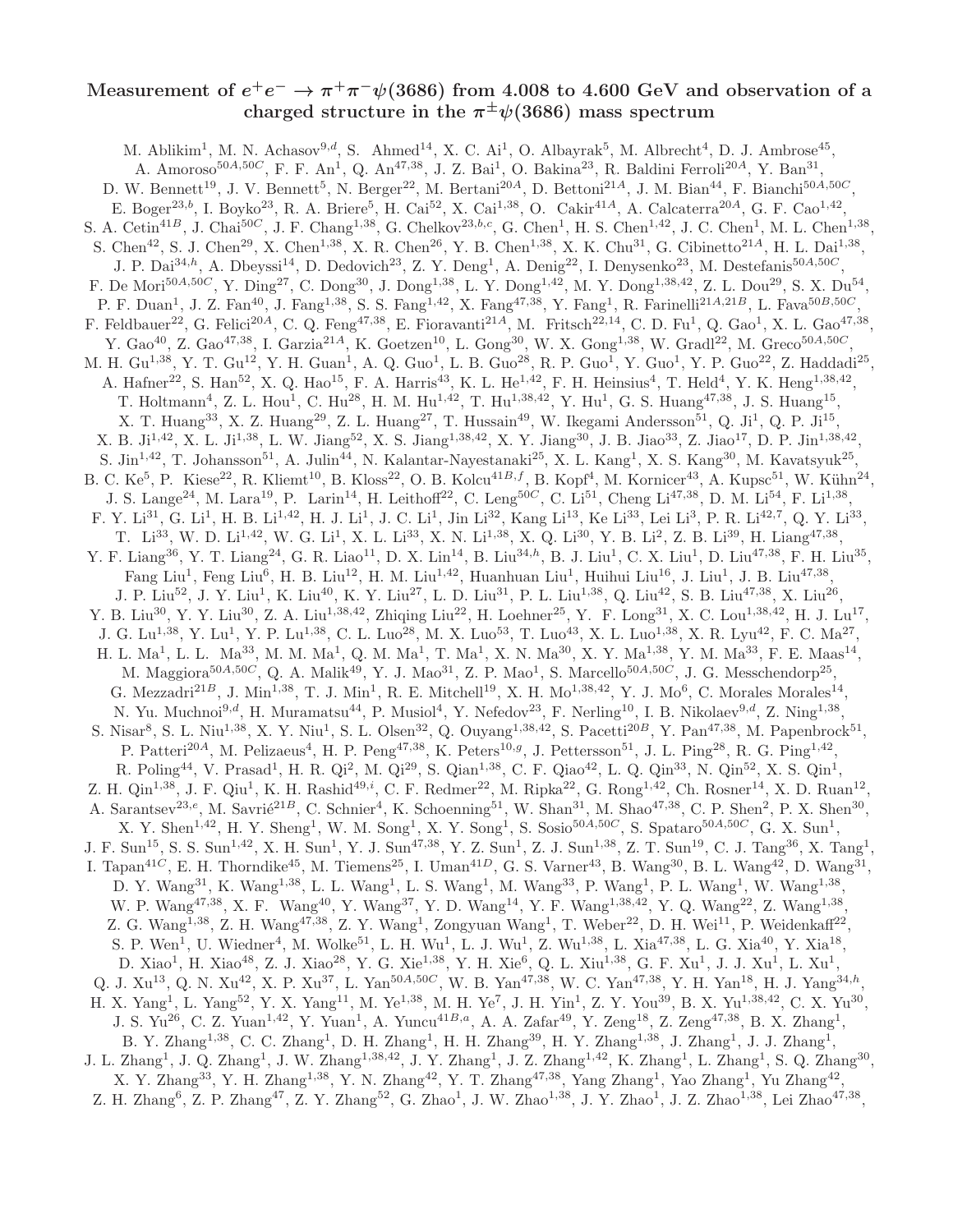# Measurement of $e^+e^- \to \pi^+\pi^-\psi(3686)$ from 4.008 to 4.600 GeV and observation of a charged structure in the $\pi^\pm\psi(3686)$ mass spectrum

M. Ablikim[1], M. N. Achasov[9,d], S. Ahmed[14], X. C. Ai[1], O. Albayrak[5], M. Albrecht[4], D. J. Ambrose[45], A. Amoroso[50A,50C], F. F. An[1], Q. An[47,38], J. Z. Bai[1], O. Bakina[23], R. Baldini Ferroli[20A], Y. Ban[31], D. W. Bennett[19], J. V. Bennett[5], N. Berger[22], M. Bertani[20A], D. Bettoni[21A], J. M. Bian[44], F. Bianchi[50A,50C], E. Boger[23,b], I. Boyko[23], R. A. Briere[5], H. Cai[52], X. Cai[1,38], O. Cakir[41A], A. Calcaterra[20A], G. F. Cao[1,42], S. A. Cetin[41B], J. Chai[50C], J. F. Chang[1,38], G. Chelkov[23,b,c], G. Chen[1], H. S. Chen[1,42], J. C. Chen[1], M. L. Chen[1,38], S. Chen[42], S. J. Chen[29], X. Chen[1,38], X. R. Chen[26], Y. B. Chen[1,38], X. K. Chu[31], G. Cibinetto[21A], H. L. Dai[1,38], J. P. Dai[34,h], A. Dbeyssi[14], D. Dedovich[23], Z. Y. Deng[1], A. Denig[22], I. Denysenko[23], M. Destefanis[50A,50C], F. De Mori[50A,50C], Y. Ding[27], C. Dong[30], J. Dong[1,38], L. Y. Dong[1,42], M. Y. Dong[1,38,42], Z. L. Dou[29], S. X. Du[54], P. F. Duan[1], J. Z. Fan[40], J. Fang[1,38], S. S. Fang[1,42], X. Fang[47,38], Y. Fang[1], R. Farinelli[21A,21B], L. Fava[50B,50C], F. Feldbauer[22], G. Felici[20A], C. Q. Feng[47,38], E. Fioravanti[21A], M. Fritsch[22,14], C. D. Fu[1], Q. Gao[1], X. L. Gao[47,38], Y. Gao[40], Z. Gao[47,38], I. Garzia[21A], K. Goetzen[10], L. Gong[30], W. X. Gong[1,38], W. Gradl[22], M. Greco[50A,50C], M. H. Gu[1,38], Y. T. Gu[12], Y. H. Guan[1], A. Q. Guo[1], L. B. Guo[28], R. P. Guo[1], Y. Guo[1], Y. P. Guo[22], Z. Haddadi[25], A. Hafner[22], S. Han[52], X. Q. Hao[15], F. A. Harris[43], K. L. He[1,42], F. H. Heinsius[4], T. Held[4], Y. K. Heng[1,38,42], T. Holtmann[4], Z. L. Hou[1], C. Hu[28], H. M. Hu[1,42], T. Hu[1,38,42], Y. Hu[1], G. S. Huang[47,38], J. S. Huang[15], X. T. Huang[33], X. Z. Huang[29], Z. L. Huang[27], T. Hussain[49], W. Ikegami Andersson[51], Q. Ji[1], Q. P. Ji[15], X. B. Ji[1,42], X. L. Ji[1,38], L. W. Jiang[52], X. S. Jiang[1,38,42], X. Y. Jiang[30], J. B. Jiao[33], Z. Jiao[17], D. P. Jin[1,38,42], S. Jin[1,42], T. Johansson[51], A. Julin[44], N. Kalantar-Nayestanaki[25], X. L. Kang[1], X. S. Kang[30], M. Kavatsyuk[25], B. C. Ke[5], P. Kiese[22], R. Kliemt[10], B. Kloss[22], O. B. Kolcu[41B,f], B. Kopf[4], M. Kornicer[43], A. Kupsc[51], W. Kühn[24], J. S. Lange[24], M. Lara[19], P. Larin[14], H. Leithoff[22], C. Leng[50C], C. Li[51], Cheng Li[47,38], D. M. Li[54], F. Li[1,38], F. Y. Li[31], G. Li[1], H. B. Li[1,42], H. J. Li[1], J. C. Li[1], Jin Li[32], Kang Li[13], Ke Li[33], Lei Li[3], P. R. Li[42,7], Q. Y. Li[33], T. Li[33], W. D. Li[1,42], W. G. Li[1], X. L. Li[33], X. N. Li[1,38], X. Q. Li[30], Y. B. Li[2], Z. B. Li[39], H. Liang[47,38], Y. F. Liang[36], Y. T. Liang[24], G. R. Liao[11], D. X. Lin[14], B. Liu[34,h], B. J. Liu[1], C. X. Liu[1], D. Liu[47,38], F. H. Liu[35], Fang Liu[1], Feng Liu[6], H. B. Liu[12], H. M. Liu[1,42], Huanhuan Liu[1], Huihui Liu[16], J. Liu[1], J. B. Liu[47,38], J. P. Liu[52], J. Y. Liu[1], K. Liu[40], K. Y. Liu[27], L. D. Liu[31], P. L. Liu[1,38], Q. Liu[42], S. B. Liu[47,38], X. Liu[26], Y. B. Liu[30], Y. Y. Liu[30], Z. A. Liu[1,38,42], Zhiqing Liu[22], H. Loehner[25], Y. F. Long[31], X. C. Lou[1,38,42], H. J. Lu[17], J. G. Lu[1,38], Y. Lu[1], Y. P. Lu[1,38], C. L. Luo[28], M. X. Luo[53], T. Luo[43], X. L. Luo[1,38], X. R. Lyu[42], F. C. Ma[27], H. L. Ma[1], L. L. Ma[33], M. M. Ma[1], Q. M. Ma[1], T. Ma[1], X. N. Ma[30], X. Y. Ma[1,38], Y. M. Ma[33], F. E. Maas[14], M. Maggiora[50A,50C], Q. A. Malik[49], Y. J. Mao[31], Z. P. Mao[1], S. Marcello[50A,50C], J. G. Messchendorp[25], G. Mezzadri[21B], J. Min[1,38], T. J. Min[1], R. E. Mitchell[19], X. H. Mo[1,38,42], Y. J. Mo[6], C. Morales Morales[14], N. Yu. Muchnoi[9,d], H. Muramatsu[44], P. Musiol[4], Y. Nefedov[23], F. Nerling[10], I. B. Nikolaev[9,d], Z. Ning[1,38], S. Nisar[8], S. L. Niu[1,38], X. Y. Niu[1], S. L. Olsen[32], Q. Ouyang[1,38,42], S. Pacetti[20B], Y. Pan[47,38], M. Papenbrock[51], P. Patteri[20A], M. Pelizaeus[4], H. P. Peng[47,38], K. Peters[10,g], J. Pettersson[51], J. L. Ping[28], R. G. Ping[1,42], R. Poling[44], V. Prasad[1], H. R. Qi[2], M. Qi[29], S. Qian[1,38], C. F. Qiao[42], L. Q. Qin[33], N. Qin[52], X. S. Qin[1], Z. H. Qin[1,38], J. F. Qiu[1], K. H. Rashid[49,i], C. F. Redmer[22], M. Ripka[22], G. Rong[1,42], Ch. Rosner[14], X. D. Ruan[12], A. Sarantsev[23,e], M. Savrié[21B], C. Schnier[4], K. Schoenning[51], W. Shan[31], M. Shao[47,38], C. P. Shen[2], P. X. Shen[30], X. Y. Shen[1,42], H. Y. Sheng[1], W. M. Song[1], X. Y. Song[1], S. Sosio[50A,50C], S. Spataro[50A,50C], G. X. Sun[1], J. F. Sun[15], S. S. Sun[1,42], X. H. Sun[1], Y. J. Sun[47,38], Y. Z. Sun[1], Z. J. Sun[1,38], Z. T. Sun[19], C. J. Tang[36], X. Tang[1], I. Tapan[41C], E. H. Thorndike[45], M. Tiemens[25], I. Uman[41D], G. S. Varner[43], B. Wang[30], B. L. Wang[42], D. Wang[31], D. Y. Wang[31], K. Wang[1,38], L. L. Wang[1], L. S. Wang[1], M. Wang[33], P. Wang[1], P. L. Wang[1], W. Wang[1,38], W. P. Wang[47,38], X. F. Wang[40], Y. Wang[37], Y. D. Wang[14], Y. F. Wang[1,38,42], Y. Q. Wang[22], Z. Wang[1,38], Z. G. Wang[1,38], Z. H. Wang[47,38], Z. Y. Wang[1], Zongyuan Wang[1], T. Weber[22], D. H. Wei[11], P. Weidenkaff[22], S. P. Wen[1], U. Wiedner[4], M. Wolke[51], L. H. Wu[1], L. J. Wu[1], Z. Wu[1,38], L. Xia[47,38], L. G. Xia[40], Y. Xia[18], D. Xiao[1], H. Xiao[48], Z. J. Xiao[28], Y. G. Xie[1,38], Y. H. Xie[6], Q. L. Xiu[1,38], G. F. Xu[1], J. J. Xu[1], L. Xu[1], Q. J. Xu[13], Q. N. Xu[42], X. P. Xu[37], L. Yan[50A,50C], W. B. Yan[47,38], W. C. Yan[47,38], Y. H. Yan[18], H. J. Yang[34,h], H. X. Yang[1], L. Yang[52], Y. X. Yang[11], M. Ye[1,38], M. H. Ye[7], J. H. Yin[1], Z. Y. You[39], B. X. Yu[1,38,42], C. X. Yu[30], J. S. Yu[26], C. Z. Yuan[1,42], Y. Yuan[1], A. Yuncu[41B,a], A. A. Zafar[49], Y. Zeng[18], Z. Zeng[47,38], B. X. Zhang[1], B. Y. Zhang[1,38], C. C. Zhang[1], D. H. Zhang[1], H. H. Zhang[39], H. Y. Zhang[1,38], J. Zhang[1], J. J. Zhang[1], J. L. Zhang[1], J. Q. Zhang[1], J. W. Zhang[1,38,42], J. Y. Zhang[1], J. Z. Zhang[1,42], K. Zhang[1], L. Zhang[1], S. Q. Zhang[30], X. Y. Zhang[33], Y. H. Zhang[1,38], Y. N. Zhang[42], Y. T. Zhang[47,38], Yang Zhang[1], Yao Zhang[1], Yu Zhang[42], Z. H. Zhang[6], Z. P. Zhang[47], Z. Y. Zhang[52], G. Zhao[1], J. W. Zhao[1,38], J. Y. Zhao[1], J. Z. Zhao[1,38], Lei Zhao[47,38],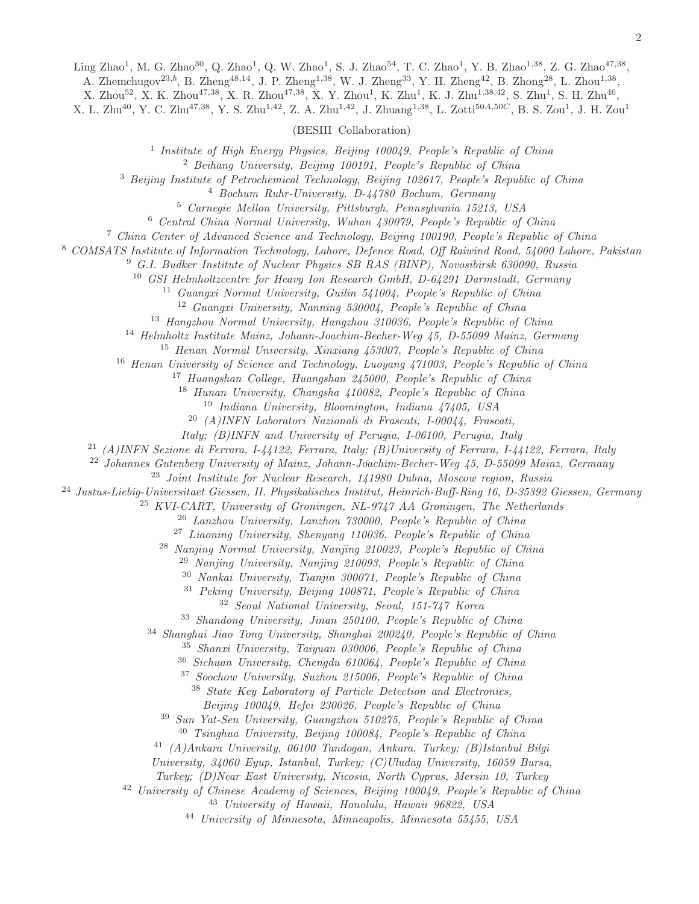Ling Zhao[1], M. G. Zhao[30], Q. Zhao[1], Q. W. Zhao[1], S. J. Zhao[54], T. C. Zhao[1], Y. B. Zhao[1,38], Z. G. Zhao[47,38], A. Zhemchugov[23,b], B. Zheng[48,14], J. P. Zheng[1,38], W. J. Zheng[33], Y. H. Zheng[42], B. Zhong[28], L. Zhou[1,38], X. Zhou[52], X. K. Zhou[47,38], X. R. Zhou[47,38], X. Y. Zhou[1], K. Zhu[1], K. J. Zhu[1,38,42], S. Zhu[1], S. H. Zhu[46], X. L. Zhu[40], Y. C. Zhu[47,38], Y. S. Zhu[1,42], Z. A. Zhu[1,42], J. Zhuang[1,38], L. Zotti[50A,50C], B. S. Zou[1], J. H. Zou[1]

(BESIII Collaboration)

[1] *Institute of High Energy Physics, Beijing 100049, People's Republic of China*
[2] *Beihang University, Beijing 100191, People's Republic of China*
[3] *Beijing Institute of Petrochemical Technology, Beijing 102617, People's Republic of China*
[4] *Bochum Ruhr-University, D-44780 Bochum, Germany*
[5] *Carnegie Mellon University, Pittsburgh, Pennsylvania 15213, USA*
[6] *Central China Normal University, Wuhan 430079, People's Republic of China*
[7] *China Center of Advanced Science and Technology, Beijing 100190, People's Republic of China*
[8] *COMSATS Institute of Information Technology, Lahore, Defence Road, Off Raiwind Road, 54000 Lahore, Pakistan*
[9] *G.I. Budker Institute of Nuclear Physics SB RAS (BINP), Novosibirsk 630090, Russia*
[10] *GSI Helmholtzcentre for Heavy Ion Research GmbH, D-64291 Darmstadt, Germany*
[11] *Guangxi Normal University, Guilin 541004, People's Republic of China*
[12] *Guangxi University, Nanning 530004, People's Republic of China*
[13] *Hangzhou Normal University, Hangzhou 310036, People's Republic of China*
[14] *Helmholtz Institute Mainz, Johann-Joachim-Becher-Weg 45, D-55099 Mainz, Germany*
[15] *Henan Normal University, Xinxiang 453007, People's Republic of China*
[16] *Henan University of Science and Technology, Luoyang 471003, People's Republic of China*
[17] *Huangshan College, Huangshan 245000, People's Republic of China*
[18] *Hunan University, Changsha 410082, People's Republic of China*
[19] *Indiana University, Bloomington, Indiana 47405, USA*
[20] *(A)INFN Laboratori Nazionali di Frascati, I-00044, Frascati, Italy; (B)INFN and University of Perugia, I-06100, Perugia, Italy*
[21] *(A)INFN Sezione di Ferrara, I-44122, Ferrara, Italy; (B)University of Ferrara, I-44122, Ferrara, Italy*
[22] *Johannes Gutenberg University of Mainz, Johann-Joachim-Becher-Weg 45, D-55099 Mainz, Germany*
[23] *Joint Institute for Nuclear Research, 141980 Dubna, Moscow region, Russia*
[24] *Justus-Liebig-Universitaet Giessen, II. Physikalisches Institut, Heinrich-Buff-Ring 16, D-35392 Giessen, Germany*
[25] *KVI-CART, University of Groningen, NL-9747 AA Groningen, The Netherlands*
[26] *Lanzhou University, Lanzhou 730000, People's Republic of China*
[27] *Liaoning University, Shenyang 110036, People's Republic of China*
[28] *Nanjing Normal University, Nanjing 210023, People's Republic of China*
[29] *Nanjing University, Nanjing 210093, People's Republic of China*
[30] *Nankai University, Tianjin 300071, People's Republic of China*
[31] *Peking University, Beijing 100871, People's Republic of China*
[32] *Seoul National University, Seoul, 151-747 Korea*
[33] *Shandong University, Jinan 250100, People's Republic of China*
[34] *Shanghai Jiao Tong University, Shanghai 200240, People's Republic of China*
[35] *Shanxi University, Taiyuan 030006, People's Republic of China*
[36] *Sichuan University, Chengdu 610064, People's Republic of China*
[37] *Soochow University, Suzhou 215006, People's Republic of China*
[38] *State Key Laboratory of Particle Detection and Electronics, Beijing 100049, Hefei 230026, People's Republic of China*
[39] *Sun Yat-Sen University, Guangzhou 510275, People's Republic of China*
[40] *Tsinghua University, Beijing 100084, People's Republic of China*
[41] *(A)Ankara University, 06100 Tandogan, Ankara, Turkey; (B)Istanbul Bilgi University, 34060 Eyup, Istanbul, Turkey; (C)Uludag University, 16059 Bursa, Turkey; (D)Near East University, Nicosia, North Cyprus, Mersin 10, Turkey*
[42] *University of Chinese Academy of Sciences, Beijing 100049, People's Republic of China*
[43] *University of Hawaii, Honolulu, Hawaii 96822, USA*
[44] *University of Minnesota, Minneapolis, Minnesota 55455, USA*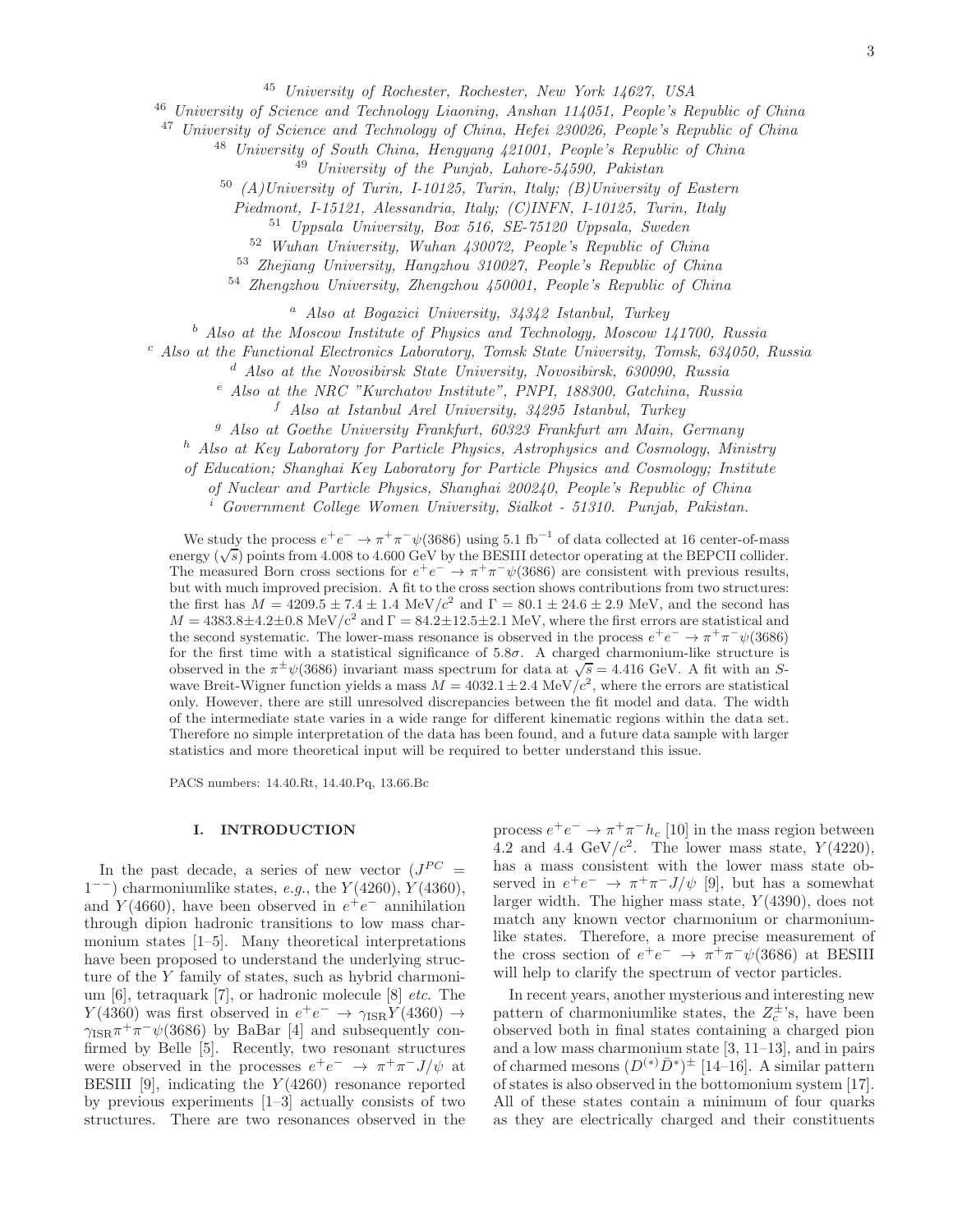[45] *University of Rochester, Rochester, New York 14627, USA*
[46] *University of Science and Technology Liaoning, Anshan 114051, People's Republic of China*
[47] *University of Science and Technology of China, Hefei 230026, People's Republic of China*
[48] *University of South China, Hengyang 421001, People's Republic of China*
[49] *University of the Punjab, Lahore-54590, Pakistan*
[50] *(A)University of Turin, I-10125, Turin, Italy; (B)University of Eastern Piedmont, I-15121, Alessandria, Italy; (C)INFN, I-10125, Turin, Italy*
[51] *Uppsala University, Box 516, SE-75120 Uppsala, Sweden*
[52] *Wuhan University, Wuhan 430072, People's Republic of China*
[53] *Zhejiang University, Hangzhou 310027, People's Republic of China*
[54] *Zhengzhou University, Zhengzhou 450001, People's Republic of China*

[a] *Also at Bogazici University, 34342 Istanbul, Turkey*
[b] *Also at the Moscow Institute of Physics and Technology, Moscow 141700, Russia*
[c] *Also at the Functional Electronics Laboratory, Tomsk State University, Tomsk, 634050, Russia*
[d] *Also at the Novosibirsk State University, Novosibirsk, 630090, Russia*
[e] *Also at the NRC "Kurchatov Institute", PNPI, 188300, Gatchina, Russia*
[f] *Also at Istanbul Arel University, 34295 Istanbul, Turkey*
[g] *Also at Goethe University Frankfurt, 60323 Frankfurt am Main, Germany*
[h] *Also at Key Laboratory for Particle Physics, Astrophysics and Cosmology, Ministry of Education; Shanghai Key Laboratory for Particle Physics and Cosmology; Institute of Nuclear and Particle Physics, Shanghai 200240, People's Republic of China*
[i] *Government College Women University, Sialkot - 51310. Punjab, Pakistan.*

We study the process $e^+e^- \to \pi^+\pi^-\psi(3686)$ using 5.1 fb$^{-1}$ of data collected at 16 center-of-mass energy ($\sqrt{s}$) points from 4.008 to 4.600 GeV by the BESIII detector operating at the BEPCII collider. The measured Born cross sections for $e^+e^- \to \pi^+\pi^-\psi(3686)$ are consistent with previous results, but with much improved precision. A fit to the cross section shows contributions from two structures: the first has $M = 4209.5 \pm 7.4 \pm 1.4$ MeV/$c^2$ and $\Gamma = 80.1 \pm 24.6 \pm 2.9$ MeV, and the second has $M = 4383.8 \pm 4.2 \pm 0.8$ MeV/$c^2$ and $\Gamma = 84.2 \pm 12.5 \pm 2.1$ MeV, where the first errors are statistical and the second systematic. The lower-mass resonance is observed in the process $e^+e^- \to \pi^+\pi^-\psi(3686)$ for the first time with a statistical significance of $5.8\sigma$. A charged charmonium-like structure is observed in the $\pi^\pm\psi(3686)$ invariant mass spectrum for data at $\sqrt{s} = 4.416$ GeV. A fit with an $S$-wave Breit-Wigner function yields a mass $M = 4032.1 \pm 2.4$ MeV/$c^2$, where the errors are statistical only. However, there are still unresolved discrepancies between the fit model and data. The width of the intermediate state varies in a wide range for different kinematic regions within the data set. Therefore no simple interpretation of the data has been found, and a future data sample with larger statistics and more theoretical input will be required to better understand this issue.

PACS numbers: 14.40.Rt, 14.40.Pq, 13.66.Bc

## I. INTRODUCTION

In the past decade, a series of new vector ($J^{PC} = 1^{--}$) charmoniumlike states, *e.g.*, the $Y(4260)$, $Y(4360)$, and $Y(4660)$, have been observed in $e^+e^-$ annihilation through dipion hadronic transitions to low mass charmonium states [1–5]. Many theoretical interpretations have been proposed to understand the underlying structure of the $Y$ family of states, such as hybrid charmonium [6], tetraquark [7], or hadronic molecule [8] *etc.* The $Y(4360)$ was first observed in $e^+e^- \to \gamma_{\rm ISR}Y(4360) \to \gamma_{\rm ISR}\pi^+\pi^-\psi(3686)$ by BaBar [4] and subsequently confirmed by Belle [5]. Recently, two resonant structures were observed in the processes $e^+e^- \to \pi^+\pi^-J/\psi$ at BESIII [9], indicating the $Y(4260)$ resonance reported by previous experiments [1–3] actually consists of two structures. There are two resonances observed in the process $e^+e^- \to \pi^+\pi^-h_c$ [10] in the mass region between 4.2 and 4.4 GeV/$c^2$. The lower mass state, $Y(4220)$, has a mass consistent with the lower mass state observed in $e^+e^- \to \pi^+\pi^-J/\psi$ [9], but has a somewhat larger width. The higher mass state, $Y(4390)$, does not match any known vector charmonium or charmonium-like states. Therefore, a more precise measurement of the cross section of $e^+e^- \to \pi^+\pi^-\psi(3686)$ at BESIII will help to clarify the spectrum of vector particles.

In recent years, another mysterious and interesting new pattern of charmoniumlike states, the $Z_c^\pm$'s, have been observed both in final states containing a charged pion and a low mass charmonium state [3, 11–13], and in pairs of charmed mesons $(D^{(*)}\bar{D}^*)^\pm$ [14–16]. A similar pattern of states is also observed in the bottomonium system [17]. All of these states contain a minimum of four quarks as they are electrically charged and their constituents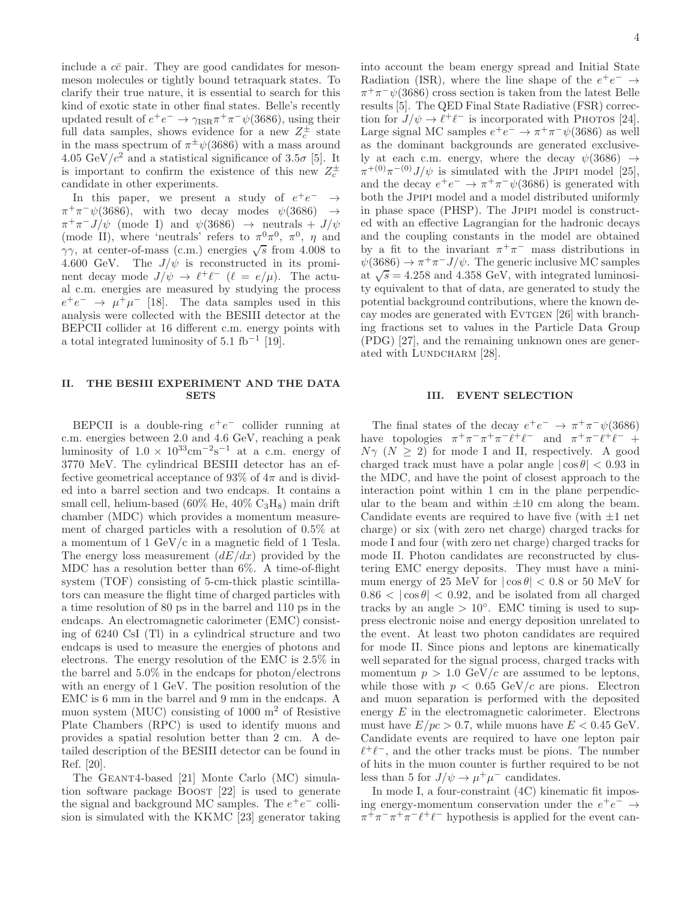include a $c\bar{c}$ pair. They are good candidates for meson-meson molecules or tightly bound tetraquark states. To clarify their true nature, it is essential to search for this kind of exotic state in other final states. Belle's recently updated result of $e^+e^- \to \gamma_{\rm ISR}\pi^+\pi^-\psi(3686)$, using their full data samples, shows evidence for a new $Z_c^\pm$ state in the mass spectrum of $\pi^\pm\psi(3686)$ with a mass around 4.05 GeV/$c^2$ and a statistical significance of $3.5\sigma$ [5]. It is important to confirm the existence of this new $Z_c^\pm$ candidate in other experiments.

In this paper, we present a study of $e^+e^- \to \pi^+\pi^-\psi(3686)$, with two decay modes $\psi(3686) \to \pi^+\pi^-J/\psi$ (mode I) and $\psi(3686) \to$ neutrals + $J/\psi$ (mode II), where 'neutrals' refers to $\pi^0\pi^0$, $\pi^0$, $\eta$ and $\gamma\gamma$, at center-of-mass (c.m.) energies $\sqrt{s}$ from 4.008 to 4.600 GeV. The $J/\psi$ is reconstructed in its prominent decay mode $J/\psi \to \ell^+\ell^-$ ($\ell = e/\mu$). The actual c.m. energies are measured by studying the process $e^+e^- \to \mu^+\mu^-$ [18]. The data samples used in this analysis were collected with the BESIII detector at the BEPCII collider at 16 different c.m. energy points with a total integrated luminosity of 5.1 fb$^{-1}$ [19].

## II. THE BESIII EXPERIMENT AND THE DATA SETS

BEPCII is a double-ring $e^+e^-$ collider running at c.m. energies between 2.0 and 4.6 GeV, reaching a peak luminosity of $1.0 \times 10^{33}$cm$^{-2}$s$^{-1}$ at a c.m. energy of 3770 MeV. The cylindrical BESIII detector has an effective geometrical acceptance of 93% of $4\pi$ and is divided into a barrel section and two endcaps. It contains a small cell, helium-based (60% He, 40% $C_3H_8$) main drift chamber (MDC) which provides a momentum measurement of charged particles with a resolution of 0.5% at a momentum of 1 GeV/$c$ in a magnetic field of 1 Tesla. The energy loss measurement ($dE/dx$) provided by the MDC has a resolution better than 6%. A time-of-flight system (TOF) consisting of 5-cm-thick plastic scintillators can measure the flight time of charged particles with a time resolution of 80 ps in the barrel and 110 ps in the endcaps. An electromagnetic calorimeter (EMC) consisting of 6240 CsI (Tl) in a cylindrical structure and two endcaps is used to measure the energies of photons and electrons. The energy resolution of the EMC is 2.5% in the barrel and 5.0% in the endcaps for photon/electrons with an energy of 1 GeV. The position resolution of the EMC is 6 mm in the barrel and 9 mm in the endcaps. A muon system (MUC) consisting of 1000 m$^2$ of Resistive Plate Chambers (RPC) is used to identify muons and provides a spatial resolution better than 2 cm. A detailed description of the BESIII detector can be found in Ref. [20].

The GEANT4-based [21] Monte Carlo (MC) simulation software package BOOST [22] is used to generate the signal and background MC samples. The $e^+e^-$ collision is simulated with the KKMC [23] generator taking into account the beam energy spread and Initial State Radiation (ISR), where the line shape of the $e^+e^- \to \pi^+\pi^-\psi(3686)$ cross section is taken from the latest Belle results [5]. The QED Final State Radiative (FSR) correction for $J/\psi \to \ell^+\ell^-$ is incorporated with PHOTOS [24]. Large signal MC samples $e^+e^- \to \pi^+\pi^-\psi(3686)$ as well as the dominant backgrounds are generated exclusively at each c.m. energy, where the decay $\psi(3686) \to \pi^{+(0)}\pi^{-(0)}J/\psi$ is simulated with the JPIPI model [25], and the decay $e^+e^- \to \pi^+\pi^-\psi(3686)$ is generated with both the JPIPI model and a model distributed uniformly in phase space (PHSP). The JPIPI model is constructed with an effective Lagrangian for the hadronic decays and the coupling constants in the model are obtained by a fit to the invariant $\pi^+\pi^-$ mass distributions in $\psi(3686) \to \pi^+\pi^-J/\psi$. The generic inclusive MC samples at $\sqrt{s} = 4.258$ and 4.358 GeV, with integrated luminosity equivalent to that of data, are generated to study the potential background contributions, where the known decay modes are generated with EVTGEN [26] with branching fractions set to values in the Particle Data Group (PDG) [27], and the remaining unknown ones are generated with LUNDCHARM [28].

## III. EVENT SELECTION

The final states of the decay $e^+e^- \to \pi^+\pi^-\psi(3686)$ have topologies $\pi^+\pi^-\pi^+\pi^-\ell^+\ell^-$ and $\pi^+\pi^-\ell^+\ell^- + N\gamma$ ($N \geq 2$) for mode I and II, respectively. A good charged track must have a polar angle $|\cos\theta| < 0.93$ in the MDC, and have the point of closest approach to the interaction point within 1 cm in the plane perpendicular to the beam and within $\pm 10$ cm along the beam. Candidate events are required to have five (with $\pm 1$ net charge) or six (with zero net charge) charged tracks for mode I and four (with zero net charge) charged tracks for mode II. Photon candidates are reconstructed by clustering EMC energy deposits. They must have a minimum energy of 25 MeV for $|\cos\theta| < 0.8$ or 50 MeV for $0.86 < |\cos\theta| < 0.92$, and be isolated from all charged tracks by an angle $> 10°$. EMC timing is used to suppress electronic noise and energy deposition unrelated to the event. At least two photon candidates are required for mode II. Since pions and leptons are kinematically well separated for the signal process, charged tracks with momentum $p > 1.0$ GeV/$c$ are assumed to be leptons, while those with $p < 0.65$ GeV/$c$ are pions. Electron and muon separation is performed with the deposited energy $E$ in the electromagnetic calorimeter. Electrons must have $E/pc > 0.7$, while muons have $E < 0.45$ GeV. Candidate events are required to have one lepton pair $\ell^+\ell^-$, and the other tracks must be pions. The number of hits in the muon counter is further required to be not less than 5 for $J/\psi \to \mu^+\mu^-$ candidates.

In mode I, a four-constraint (4C) kinematic fit imposing energy-momentum conservation under the $e^+e^- \to \pi^+\pi^-\pi^+\pi^-\ell^+\ell^-$ hypothesis is applied for the event can-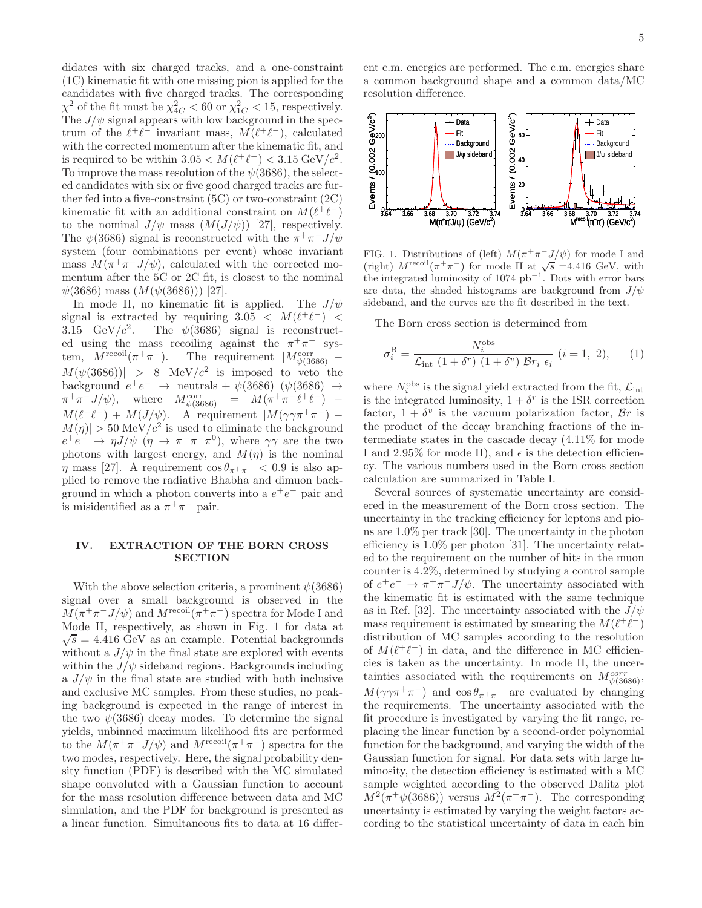didates with six charged tracks, and a one-constraint (1C) kinematic fit with one missing pion is applied for the candidates with five charged tracks. The corresponding $\chi^2$ of the fit must be $\chi^2_{4C} < 60$ or $\chi^2_{1C} < 15$, respectively. The $J/\psi$ signal appears with low background in the spectrum of the $\ell^+\ell^-$ invariant mass, $M(\ell^+\ell^-)$, calculated with the corrected momentum after the kinematic fit, and is required to be within $3.05 < M(\ell^+\ell^-) < 3.15$ GeV/$c^2$. To improve the mass resolution of the $\psi(3686)$, the selected candidates with six or five good charged tracks are further fed into a five-constraint (5C) or two-constraint (2C) kinematic fit with an additional constraint on $M(\ell^+\ell^-)$ to the nominal $J/\psi$ mass ($M(J/\psi)$) [27], respectively. The $\psi(3686)$ signal is reconstructed with the $\pi^+\pi^- J/\psi$ system (four combinations per event) whose invariant mass $M(\pi^+\pi^- J/\psi)$, calculated with the corrected momentum after the 5C or 2C fit, is closest to the nominal $\psi(3686)$ mass ($M(\psi(3686))$) [27].

In mode II, no kinematic fit is applied. The $J/\psi$ signal is extracted by requiring $3.05 < M(\ell^+\ell^-) < 3.15$ GeV/$c^2$. The $\psi(3686)$ signal is reconstructed using the mass recoiling against the $\pi^+\pi^-$ system, $M^{\rm recoil}(\pi^+\pi^-)$. The requirement $|M^{\rm corr}_{\psi(3686)} - M(\psi(3686))| > 8$ MeV/$c^2$ is imposed to veto the background $e^+e^- \to$ neutrals + $\psi(3686)$ ($\psi(3686) \to \pi^+\pi^- J/\psi$), where $M^{\rm corr}_{\psi(3686)} = M(\pi^+\pi^-\ell^+\ell^-) - M(\ell^+\ell^-) + M(J/\psi)$. A requirement $|M(\gamma\gamma\pi^+\pi^-) - M(\eta)| > 50$ MeV/$c^2$ is used to eliminate the background $e^+e^- \to \eta J/\psi$ ($\eta \to \pi^+\pi^-\pi^0$), where $\gamma\gamma$ are the two photons with largest energy, and $M(\eta)$ is the nominal $\eta$ mass [27]. A requirement $\cos\theta_{\pi^+\pi^-} < 0.9$ is also applied to remove the radiative Bhabha and dimuon background in which a photon converts into a $e^+e^-$ pair and is misidentified as a $\pi^+\pi^-$ pair.

## IV. EXTRACTION OF THE BORN CROSS SECTION

With the above selection criteria, a prominent $\psi(3686)$ signal over a small background is observed in the $M(\pi^+\pi^- J/\psi)$ and $M^{\rm recoil}(\pi^+\pi^-)$ spectra for Mode I and Mode II, respectively, as shown in Fig. 1 for data at $\sqrt{s} = 4.416$ GeV as an example. Potential backgrounds without a $J/\psi$ in the final state are explored with events within the $J/\psi$ sideband regions. Backgrounds including a $J/\psi$ in the final state are studied with both inclusive and exclusive MC samples. From these studies, no peaking background is expected in the range of interest in the two $\psi(3686)$ decay modes. To determine the signal yields, unbinned maximum likelihood fits are performed to the $M(\pi^+\pi^- J/\psi)$ and $M^{\rm recoil}(\pi^+\pi^-)$ spectra for the two modes, respectively. Here, the signal probability density function (PDF) is described with the MC simulated shape convoluted with a Gaussian function to account for the mass resolution difference between data and MC simulation, and the PDF for background is presented as a linear function. Simultaneous fits to data at 16 different c.m. energies are performed. The c.m. energies share a common background shape and a common data/MC resolution difference.

FIG. 1. Distributions of (left) $M(\pi^+\pi^- J/\psi)$ for mode I and (right) $M^{\rm recoil}(\pi^+\pi^-)$ for mode II at $\sqrt{s}$ =4.416 GeV, with the integrated luminosity of 1074 pb$^{-1}$. Dots with error bars are data, the shaded histograms are background from $J/\psi$ sideband, and the curves are the fit described in the text.

The Born cross section is determined from

$$\sigma^{\rm B}_i = \frac{N^{\rm obs}_i}{\mathcal{L}_{\rm int}\ (1+\delta^r)\ (1+\delta^v)\ \mathcal{B}r_i\ \epsilon_i}\ (i=1,\ 2), \quad (1)$$

where $N^{\rm obs}_i$ is the signal yield extracted from the fit, $\mathcal{L}_{\rm int}$ is the integrated luminosity, $1+\delta^r$ is the ISR correction factor, $1+\delta^v$ is the vacuum polarization factor, $\mathcal{B}r$ is the product of the decay branching fractions of the intermediate states in the cascade decay (4.11% for mode I and 2.95% for mode II), and $\epsilon$ is the detection efficiency. The various numbers used in the Born cross section calculation are summarized in Table I.

Several sources of systematic uncertainty are considered in the measurement of the Born cross section. The uncertainty in the tracking efficiency for leptons and pions are 1.0% per track [30]. The uncertainty in the photon efficiency is 1.0% per photon [31]. The uncertainty related to the requirement on the number of hits in the muon counter is 4.2%, determined by studying a control sample of $e^+e^- \to \pi^+\pi^- J/\psi$. The uncertainty associated with the kinematic fit is estimated with the same technique as in Ref. [32]. The uncertainty associated with the $J/\psi$ mass requirement is estimated by smearing the $M(\ell^+\ell^-)$ distribution of MC samples according to the resolution of $M(\ell^+\ell^-)$ in data, and the difference in MC efficiencies is taken as the uncertainty. In mode II, the uncertainties associated with the requirements on $M^{corr}_{\psi(3686)}$, $M(\gamma\gamma\pi^+\pi^-)$ and $\cos\theta_{\pi^+\pi^-}$ are evaluated by changing the requirements. The uncertainty associated with the fit procedure is investigated by varying the fit range, replacing the linear function by a second-order polynomial function for the background, and varying the width of the Gaussian function for signal. For data sets with large luminosity, the detection efficiency is estimated with a MC sample weighted according to the observed Dalitz plot $M^2(\pi^+\psi(3686))$ versus $M^2(\pi^+\pi^-)$. The corresponding uncertainty is estimated by varying the weight factors according to the statistical uncertainty of data in each bin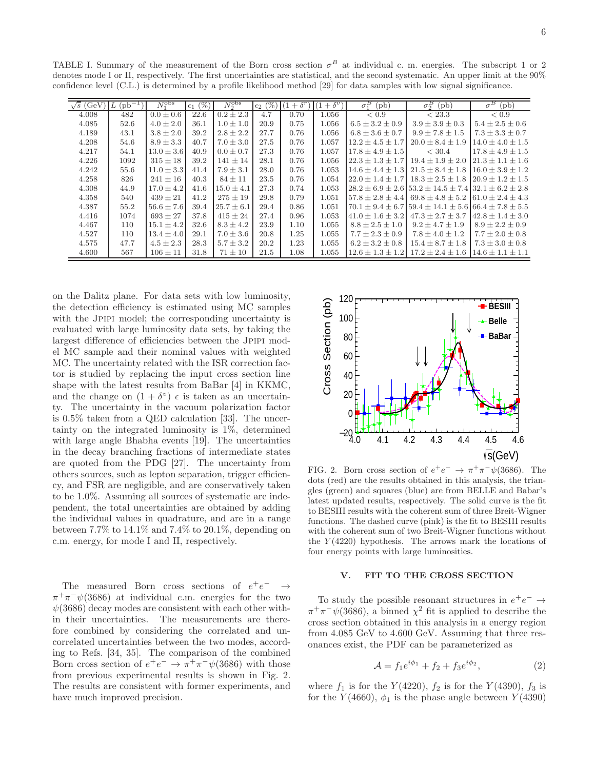TABLE I. Summary of the measurement of the Born cross section $\sigma^B$ at individual c. m. energies. The subscript 1 or 2 denotes mode I or II, respectively. The first uncertainties are statistical, and the second systematic. An upper limit at the 90% confidence level (C.L.) is determined by a profile likelihood method [29] for data samples with low signal significance.

| $\sqrt{s}$ (GeV) | $L$ (pb$^{-1}$) | $N_1^{\rm obs}$ | $\epsilon_1$ (%) | $N_2^{\rm obs}$ | $\epsilon_2$ (%) | $(1+\delta^r)$ | $(1+\delta^v)$ | $\sigma_1^B$ (pb) | $\sigma_2^B$ (pb) | $\sigma^B$ (pb) |
|---|---|---|---|---|---|---|---|---|---|---|
| 4.008 | 482 | $0.0 \pm 0.6$ | 22.6 | $0.2 \pm 2.3$ | 4.7 | 0.70 | 1.056 | $< 0.9$ | $< 23.3$ | $< 0.9$ |
| 4.085 | 52.6 | $4.0 \pm 2.0$ | 36.1 | $1.0 \pm 1.0$ | 20.9 | 0.75 | 1.056 | $6.5 \pm 3.2 \pm 0.9$ | $3.9 \pm 3.9 \pm 0.3$ | $5.4 \pm 2.5 \pm 0.6$ |
| 4.189 | 43.1 | $3.8 \pm 2.0$ | 39.2 | $2.8 \pm 2.2$ | 27.7 | 0.76 | 1.056 | $6.8 \pm 3.6 \pm 0.7$ | $9.9 \pm 7.8 \pm 1.5$ | $7.3 \pm 3.3 \pm 0.7$ |
| 4.208 | 54.6 | $8.9 \pm 3.3$ | 40.7 | $7.0 \pm 3.0$ | 27.5 | 0.76 | 1.057 | $12.2 \pm 4.5 \pm 1.7$ | $20.0 \pm 8.4 \pm 1.9$ | $14.0 \pm 4.0 \pm 1.5$ |
| 4.217 | 54.1 | $13.0 \pm 3.6$ | 40.9 | $0.0 \pm 0.7$ | 27.3 | 0.76 | 1.057 | $17.8 \pm 4.9 \pm 1.5$ | $< 30.4$ | $17.8 \pm 4.9 \pm 1.5$ |
| 4.226 | 1092 | $315 \pm 18$ | 39.2 | $141 \pm 14$ | 28.1 | 0.76 | 1.056 | $22.3 \pm 1.3 \pm 1.7$ | $19.4 \pm 1.9 \pm 2.0$ | $21.3 \pm 1.1 \pm 1.6$ |
| 4.242 | 55.6 | $11.0 \pm 3.3$ | 41.4 | $7.9 \pm 3.1$ | 28.0 | 0.76 | 1.053 | $14.6 \pm 4.4 \pm 1.3$ | $21.5 \pm 8.4 \pm 1.8$ | $16.0 \pm 3.9 \pm 1.2$ |
| 4.258 | 826 | $241 \pm 16$ | 40.3 | $84 \pm 11$ | 23.5 | 0.76 | 1.054 | $22.0 \pm 1.4 \pm 1.7$ | $18.3 \pm 2.5 \pm 1.8$ | $20.9 \pm 1.2 \pm 1.5$ |
| 4.308 | 44.9 | $17.0 \pm 4.2$ | 41.6 | $15.0 \pm 4.1$ | 27.3 | 0.74 | 1.053 | $28.2 \pm 6.9 \pm 2.6$ | $53.2 \pm 14.5 \pm 7.4$ | $32.1 \pm 6.2 \pm 2.8$ |
| 4.358 | 540 | $439 \pm 21$ | 41.2 | $275 \pm 19$ | 29.8 | 0.79 | 1.051 | $57.8 \pm 2.8 \pm 4.4$ | $69.8 \pm 4.8 \pm 5.2$ | $61.0 \pm 2.4 \pm 4.3$ |
| 4.387 | 55.2 | $56.6 \pm 7.6$ | 39.4 | $25.7 \pm 6.1$ | 29.4 | 0.86 | 1.051 | $70.1 \pm 9.4 \pm 6.7$ | $59.4 \pm 14.1 \pm 5.6$ | $66.4 \pm 7.8 \pm 5.5$ |
| 4.416 | 1074 | $693 \pm 27$ | 37.8 | $415 \pm 24$ | 27.4 | 0.96 | 1.053 | $41.0 \pm 1.6 \pm 3.2$ | $47.3 \pm 2.7 \pm 3.7$ | $42.8 \pm 1.4 \pm 3.0$ |
| 4.467 | 110 | $15.1 \pm 4.2$ | 32.6 | $8.3 \pm 4.2$ | 23.9 | 1.10 | 1.055 | $8.8 \pm 2.5 \pm 1.0$ | $9.2 \pm 4.7 \pm 1.9$ | $8.9 \pm 2.2 \pm 0.9$ |
| 4.527 | 110 | $13.4 \pm 4.0$ | 29.1 | $7.0 \pm 3.6$ | 20.8 | 1.25 | 1.055 | $7.7 \pm 2.3 \pm 0.9$ | $7.8 \pm 4.0 \pm 1.2$ | $7.7 \pm 2.0 \pm 0.8$ |
| 4.575 | 47.7 | $4.5 \pm 2.3$ | 28.3 | $5.7 \pm 3.2$ | 20.2 | 1.23 | 1.055 | $6.2 \pm 3.2 \pm 0.8$ | $15.4 \pm 8.7 \pm 1.8$ | $7.3 \pm 3.0 \pm 0.8$ |
| 4.600 | 567 | $106 \pm 11$ | 31.8 | $71 \pm 10$ | 21.5 | 1.08 | 1.055 | $12.6 \pm 1.3 \pm 1.2$ | $17.2 \pm 2.4 \pm 1.6$ | $14.6 \pm 1.1 \pm 1.1$ |

on the Dalitz plane. For data sets with low luminosity, the detection efficiency is estimated using MC samples with the JPIPI model; the corresponding uncertainty is evaluated with large luminosity data sets, by taking the largest difference of efficiencies between the JPIPI model MC sample and their nominal values with weighted MC. The uncertainty related with the ISR correction factor is studied by replacing the input cross section line shape with the latest results from BaBar [4] in KKMC, and the change on $(1+\delta^v)\ \epsilon$ is taken as an uncertainty. The uncertainty in the vacuum polarization factor is 0.5% taken from a QED calculation [33]. The uncertainty on the integrated luminosity is 1%, determined with large angle Bhabha events [19]. The uncertainties in the decay branching fractions of intermediate states are quoted from the PDG [27]. The uncertainty from others sources, such as lepton separation, trigger efficiency, and FSR are negligible, and are conservatively taken to be 1.0%. Assuming all sources of systematic are independent, the total uncertainties are obtained by adding the individual values in quadrature, and are in a range between 7.7% to 14.1% and 7.4% to 20.1%, depending on c.m. energy, for mode I and II, respectively.

The measured Born cross sections of $e^+e^- \to \pi^+\pi^-\psi(3686)$ at individual c.m. energies for the two $\psi(3686)$ decay modes are consistent with each other within their uncertainties. The measurements are therefore combined by considering the correlated and uncorrelated uncertainties between the two modes, according to Refs. [34, 35]. The comparison of the combined Born cross section of $e^+e^- \to \pi^+\pi^-\psi(3686)$ with those from previous experimental results is shown in Fig. 2. The results are consistent with former experiments, and have much improved precision.

FIG. 2. Born cross section of $e^+e^- \to \pi^+\pi^-\psi(3686)$. The dots (red) are the results obtained in this analysis, the triangles (green) and squares (blue) are from BELLE and Babar's latest updated results, respectively. The solid curve is the fit to BESIII results with the coherent sum of three Breit-Wigner functions. The dashed curve (pink) is the fit to BESIII results with the coherent sum of two Breit-Wigner functions without the $Y(4220)$ hypothesis. The arrows mark the locations of four energy points with large luminosities.

## V. FIT TO THE CROSS SECTION

To study the possible resonant structures in $e^+e^- \to \pi^+\pi^-\psi(3686)$, a binned $\chi^2$ fit is applied to describe the cross section obtained in this analysis in a energy region from 4.085 GeV to 4.600 GeV. Assuming that three resonances exist, the PDF can be parameterized as

$$\mathcal{A} = f_1 e^{i\phi_1} + f_2 + f_3 e^{i\phi_2}, \tag{2}$$

where $f_1$ is for the $Y(4220)$, $f_2$ is for the $Y(4390)$, $f_3$ is for the $Y(4660)$, $\phi_1$ is the phase angle between $Y(4390)$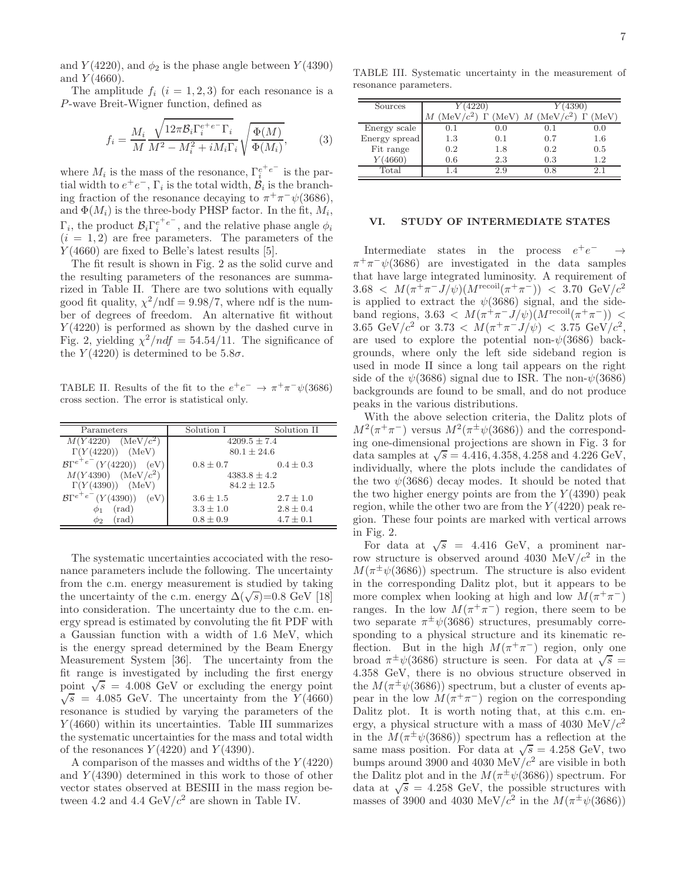and $Y(4220)$, and $\phi_2$ is the phase angle between $Y(4390)$ and $Y(4660)$.

The amplitude $f_i$ ($i = 1, 2, 3$) for each resonance is a $P$-wave Breit-Wigner function, defined as

$$f_i = \frac{M_i}{M} \frac{\sqrt{12\pi \mathcal{B}_i \Gamma_i^{e^+e^-} \Gamma_i}}{M^2 - M_i^2 + iM_i\Gamma_i} \sqrt{\frac{\Phi(M)}{\Phi(M_i)}}, \tag{3}$$

where $M_i$ is the mass of the resonance, $\Gamma_i^{e^+e^-}$ is the partial width to $e^+e^-$, $\Gamma_i$ is the total width, $\mathcal{B}_i$ is the branching fraction of the resonance decaying to $\pi^+\pi^-\psi(3686)$, and $\Phi(M_i)$ is the three-body PHSP factor. In the fit, $M_i$, $\Gamma_i$, the product $\mathcal{B}_i\Gamma_i^{e^+e^-}$, and the relative phase angle $\phi_i$ ($i = 1, 2$) are free parameters. The parameters of the $Y(4660)$ are fixed to Belle's latest results [5].

The fit result is shown in Fig. 2 as the solid curve and the resulting parameters of the resonances are summarized in Table II. There are two solutions with equally good fit quality, $\chi^2/\text{ndf} = 9.98/7$, where ndf is the number of degrees of freedom. An alternative fit without $Y(4220)$ is performed as shown by the dashed curve in Fig. 2, yielding $\chi^2/ndf = 54.54/11$. The significance of the $Y(4220)$ is determined to be $5.8\sigma$.

TABLE II. Results of the fit to the $e^+e^- \to \pi^+\pi^-\psi(3686)$ cross section. The error is statistical only.

| Parameters | Solution I | Solution II |
|---|---|---|
| $M(Y4220)$ (MeV/$c^2$) | $4209.5 \pm 7.4$ | |
| $\Gamma(Y(4220))$ (MeV) | $80.1 \pm 24.6$ | |
| $\mathcal{B}\Gamma^{e^+e^-}(Y(4220))$ (eV) | $0.8 \pm 0.7$ | $0.4 \pm 0.3$ |
| $M(Y4390)$ (MeV/$c^2$) | $4383.8 \pm 4.2$ | |
| $\Gamma(Y(4390))$ (MeV) | $84.2 \pm 12.5$ | |
| $\mathcal{B}\Gamma^{e^+e^-}(Y(4390))$ (eV) | $3.6 \pm 1.5$ | $2.7 \pm 1.0$ |
| $\phi_1$ (rad) | $3.3 \pm 1.0$ | $2.8 \pm 0.4$ |
| $\phi_2$ (rad) | $0.8 \pm 0.9$ | $4.7 \pm 0.1$ |

The systematic uncertainties accociated with the resonance parameters include the following. The uncertainty from the c.m. energy measurement is studied by taking the uncertainty of the c.m. energy $\Delta(\sqrt{s})$=0.8 GeV [18] into consideration. The uncertainty due to the c.m. energy spread is estimated by convoluting the fit PDF with a Gaussian function with a width of 1.6 MeV, which is the energy spread determined by the Beam Energy Measurement System [36]. The uncertainty from the fit range is investigated by including the first energy point $\sqrt{s}$ = 4.008 GeV or excluding the energy point $\sqrt{s}$ = 4.085 GeV. The uncertainty from the $Y(4660)$ resonance is studied by varying the parameters of the $Y(4660)$ within its uncertainties. Table III summarizes the systematic uncertainties for the mass and total width of the resonances $Y(4220)$ and $Y(4390)$.

A comparison of the masses and widths of the $Y(4220)$ and $Y(4390)$ determined in this work to those of other vector states observed at BESIII in the mass region between 4.2 and 4.4 GeV/$c^2$ are shown in Table IV.

TABLE III. Systematic uncertainty in the measurement of resonance parameters.

| Sources | $Y(4220)$ | | $Y(4390)$ | |
|---|---|---|---|---|
| | $M$ (MeV/$c^2$) | $\Gamma$ (MeV) | $M$ (MeV/$c^2$) | $\Gamma$ (MeV) |
| Energy scale | 0.1 | 0.0 | 0.1 | 0.0 |
| Energy spread | 1.3 | 0.1 | 0.7 | 1.6 |
| Fit range | 0.2 | 1.8 | 0.2 | 0.5 |
| $Y(4660)$ | 0.6 | 2.3 | 0.3 | 1.2 |
| Total | 1.4 | 2.9 | 0.8 | 2.1 |

## VI. STUDY OF INTERMEDIATE STATES

Intermediate states in the process $e^+e^- \to \pi^+\pi^-\psi(3686)$ are investigated in the data samples that have large integrated luminosity. A requirement of $3.68 < M(\pi^+\pi^-J/\psi)(M^{\text{recoil}}(\pi^+\pi^-)) < 3.70$ GeV/$c^2$ is applied to extract the $\psi(3686)$ signal, and the sideband regions, $3.63 < M(\pi^+\pi^-J/\psi)(M^{\text{recoil}}(\pi^+\pi^-)) < 3.65$ GeV/$c^2$ or $3.73 < M(\pi^+\pi^-J/\psi) < 3.75$ GeV/$c^2$, are used to explore the potential non-$\psi(3686)$ backgrounds, where only the left side sideband region is used in mode II since a long tail appears on the right side of the $\psi(3686)$ signal due to ISR. The non-$\psi(3686)$ backgrounds are found to be small, and do not produce peaks in the various distributions.

With the above selection criteria, the Dalitz plots of $M^2(\pi^+\pi^-)$ versus $M^2(\pi^\pm\psi(3686))$ and the corresponding one-dimensional projections are shown in Fig. 3 for data samples at $\sqrt{s}$ = 4.416, 4.358, 4.258 and 4.226 GeV, individually, where the plots include the candidates of the two $\psi(3686)$ decay modes. It should be noted that the two higher energy points are from the $Y(4390)$ peak region, while the other two are from the $Y(4220)$ peak region. These four points are marked with vertical arrows in Fig. 2.

For data at $\sqrt{s}$ = 4.416 GeV, a prominent narrow structure is observed around 4030 MeV/$c^2$ in the $M(\pi^\pm\psi(3686))$ spectrum. The structure is also evident in the corresponding Dalitz plot, but it appears to be more complex when looking at high and low $M(\pi^+\pi^-)$ ranges. In the low $M(\pi^+\pi^-)$ region, there seem to be two separate $\pi^\pm\psi(3686)$ structures, presumably corresponding to a physical structure and its kinematic reflection. But in the high $M(\pi^+\pi^-)$ region, only one broad $\pi^\pm\psi(3686)$ structure is seen. For data at $\sqrt{s}$ = 4.358 GeV, there is no obvious structure observed in the $M(\pi^\pm\psi(3686))$ spectrum, but a cluster of events appear in the low $M(\pi^+\pi^-)$ region on the corresponding Dalitz plot. It is worth noting that, at this c.m. energy, a physical structure with a mass of 4030 MeV/$c^2$ in the $M(\pi^\pm\psi(3686))$ spectrum has a reflection at the same mass position. For data at $\sqrt{s}$ = 4.258 GeV, two bumps around 3900 and 4030 MeV/$c^2$ are visible in both the Dalitz plot and in the $M(\pi^\pm\psi(3686))$ spectrum. For data at $\sqrt{s}$ = 4.258 GeV, the possible structures with masses of 3900 and 4030 MeV/$c^2$ in the $M(\pi^\pm\psi(3686))$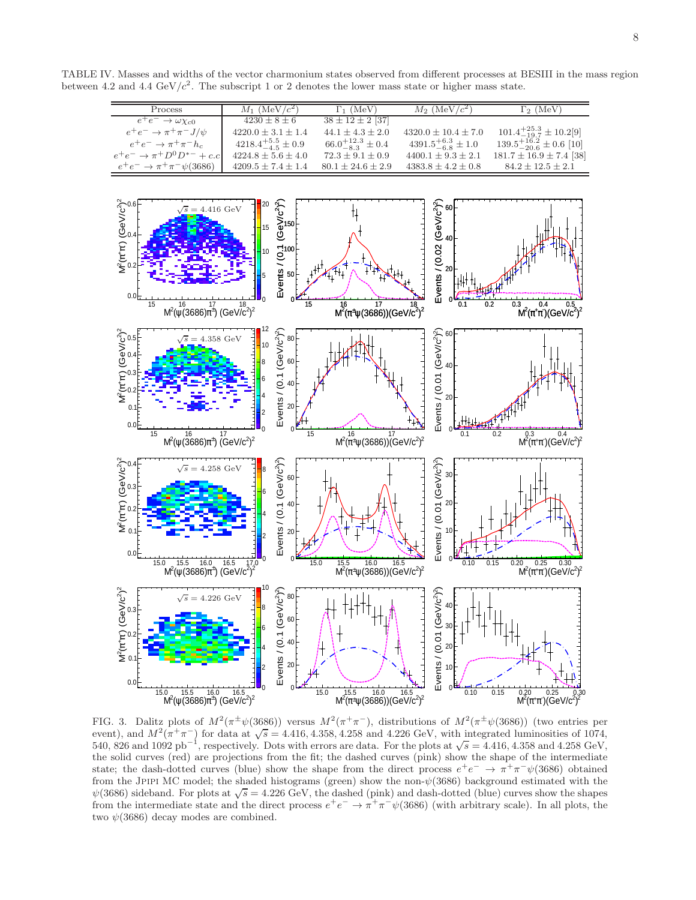TABLE IV. Masses and widths of the vector charmonium states observed from different processes at BESIII in the mass region between 4.2 and 4.4 GeV/$c^2$. The subscript 1 or 2 denotes the lower mass state or higher mass state.

| Process | $M_1$ (MeV/$c^2$) | $\Gamma_1$ (MeV) | $M_2$ (MeV/$c^2$) | $\Gamma_2$ (MeV) |
|---|---|---|---|---|
| $e^+e^- \to \omega\chi_{c0}$ | $4230 \pm 8 \pm 6$ | $38 \pm 12 \pm 2$ [37] | | |
| $e^+e^- \to \pi^+\pi^- J/\psi$ | $4220.0 \pm 3.1 \pm 1.4$ | $44.1 \pm 4.3 \pm 2.0$ | $4320.0 \pm 10.4 \pm 7.0$ | $101.4^{+25.3}_{-19.7} \pm 10.2$[9] |
| $e^+e^- \to \pi^+\pi^- h_c$ | $4218.4^{+5.5}_{-4.5} \pm 0.9$ | $66.0^{+12.3}_{-8.3} \pm 0.4$ | $4391.5^{+6.3}_{-6.8} \pm 1.0$ | $139.5^{+16.2}_{-20.6} \pm 0.6$ [10] |
| $e^+e^- \to \pi^+ D^0 D^{*-} + c.c$ | $4224.8 \pm 5.6 \pm 4.0$ | $72.3 \pm 9.1 \pm 0.9$ | $4400.1 \pm 9.3 \pm 2.1$ | $181.7 \pm 16.9 \pm 7.4$ [38] |
| $e^+e^- \to \pi^+\pi^-\psi(3686)$ | $4209.5 \pm 7.4 \pm 1.4$ | $80.1 \pm 24.6 \pm 2.9$ | $4383.8 \pm 4.2 \pm 0.8$ | $84.2 \pm 12.5 \pm 2.1$ |

FIG. 3. Dalitz plots of $M^2(\pi^\pm\psi(3686))$ versus $M^2(\pi^+\pi^-)$, distributions of $M^2(\pi^\pm\psi(3686))$ (two entries per event), and $M^2(\pi^+\pi^-)$ for data at $\sqrt{s} = 4.416, 4.358, 4.258$ and $4.226$ GeV, with integrated luminosities of 1074, 540, 826 and 1092 pb$^{-1}$, respectively. Dots with errors are data. For the plots at $\sqrt{s} = 4.416, 4.358$ and $4.258$ GeV, the solid curves (red) are projections from the fit; the dashed curves (pink) show the shape of the intermediate state; the dash-dotted curves (blue) show the shape from the direct process $e^+e^- \to \pi^+\pi^-\psi(3686)$ obtained from the JPIPI MC model; the shaded histograms (green) show the non-$\psi(3686)$ background estimated with the $\psi(3686)$ sideband. For plots at $\sqrt{s} = 4.226$ GeV, the dashed (pink) and dash-dotted (blue) curves show the shapes from the intermediate state and the direct process $e^+e^- \to \pi^+\pi^-\psi(3686)$ (with arbitrary scale). In all plots, the two $\psi(3686)$ decay modes are combined.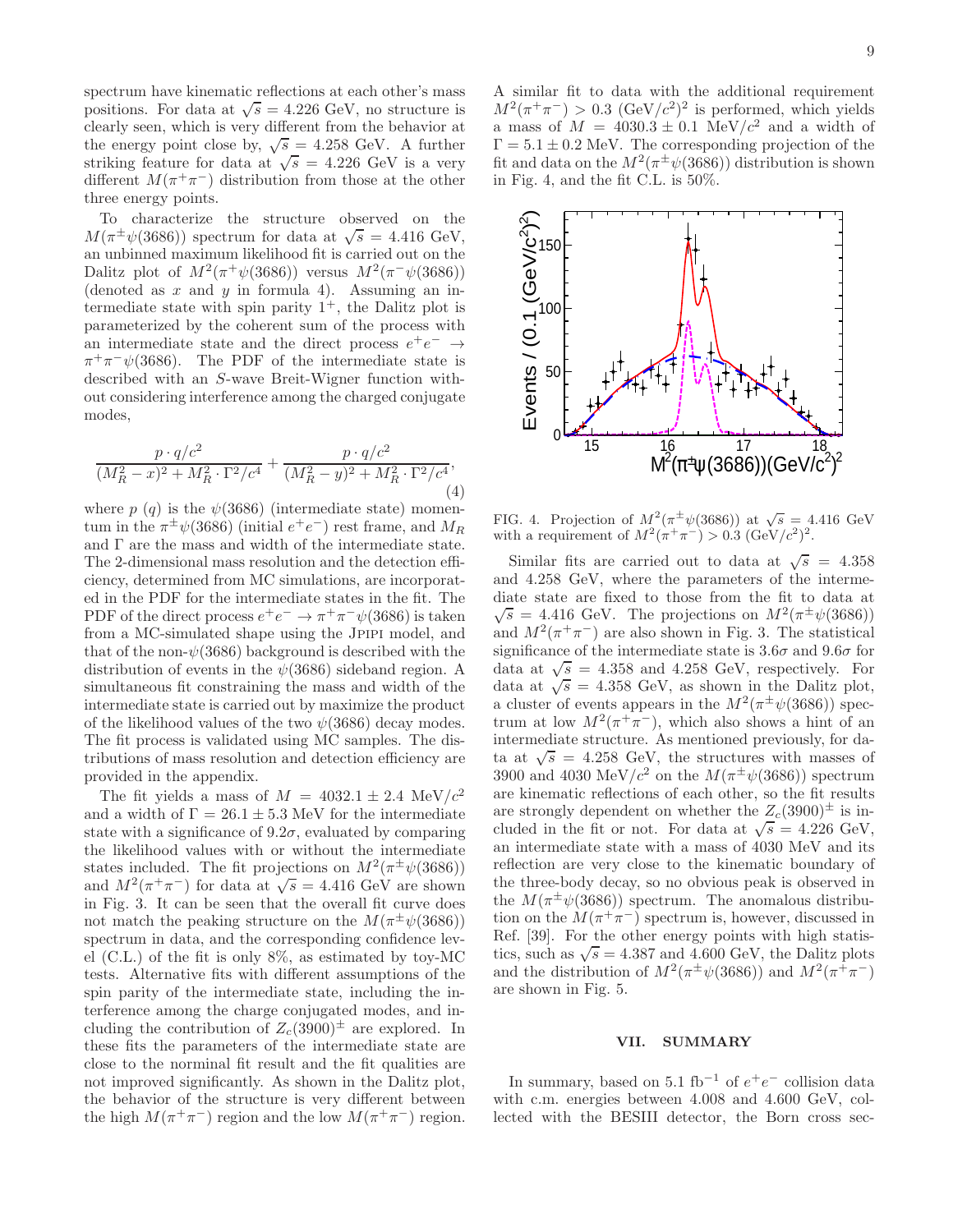spectrum have kinematic reflections at each other's mass positions. For data at $\sqrt{s} = 4.226$ GeV, no structure is clearly seen, which is very different from the behavior at the energy point close by, $\sqrt{s} = 4.258$ GeV. A further striking feature for data at $\sqrt{s} = 4.226$ GeV is a very different $M(\pi^+\pi^-)$ distribution from those at the other three energy points.

To characterize the structure observed on the $M(\pi^\pm\psi(3686))$ spectrum for data at $\sqrt{s} = 4.416$ GeV, an unbinned maximum likelihood fit is carried out on the Dalitz plot of $M^2(\pi^+\psi(3686))$ versus $M^2(\pi^-\psi(3686))$ (denoted as $x$ and $y$ in formula 4). Assuming an intermediate state with spin parity $1^+$, the Dalitz plot is parameterized by the coherent sum of the process with an intermediate state and the direct process $e^+e^- \to \pi^+\pi^-\psi(3686)$. The PDF of the intermediate state is described with an $S$-wave Breit-Wigner function without considering interference among the charged conjugate modes,

$$\frac{p \cdot q/c^2}{(M_R^2 - x)^2 + M_R^2 \cdot \Gamma^2/c^4} + \frac{p \cdot q/c^2}{(M_R^2 - y)^2 + M_R^2 \cdot \Gamma^2/c^4}, \tag{4}$$

where $p$ ($q$) is the $\psi(3686)$ (intermediate state) momentum in the $\pi^\pm\psi(3686)$ (initial $e^+e^-$) rest frame, and $M_R$ and $\Gamma$ are the mass and width of the intermediate state. The 2-dimensional mass resolution and the detection efficiency, determined from MC simulations, are incorporated in the PDF for the intermediate states in the fit. The PDF of the direct process $e^+e^- \to \pi^+\pi^-\psi(3686)$ is taken from a MC-simulated shape using the JPIPI model, and that of the non-$\psi(3686)$ background is described with the distribution of events in the $\psi(3686)$ sideband region. A simultaneous fit constraining the mass and width of the intermediate state is carried out by maximize the product of the likelihood values of the two $\psi(3686)$ decay modes. The fit process is validated using MC samples. The distributions of mass resolution and detection efficiency are provided in the appendix.

The fit yields a mass of $M = 4032.1 \pm 2.4$ MeV/$c^2$ and a width of $\Gamma = 26.1 \pm 5.3$ MeV for the intermediate state with a significance of $9.2\sigma$, evaluated by comparing the likelihood values with or without the intermediate states included. The fit projections on $M^2(\pi^\pm\psi(3686))$ and $M^2(\pi^+\pi^-)$ for data at $\sqrt{s} = 4.416$ GeV are shown in Fig. 3. It can be seen that the overall fit curve does not match the peaking structure on the $M(\pi^\pm\psi(3686))$ spectrum in data, and the corresponding confidence level (C.L.) of the fit is only 8%, as estimated by toy-MC tests. Alternative fits with different assumptions of the spin parity of the intermediate state, including the interference among the charge conjugated modes, and including the contribution of $Z_c(3900)^\pm$ are explored. In these fits the parameters of the intermediate state are close to the norminal fit result and the fit qualities are not improved significantly. As shown in the Dalitz plot, the behavior of the structure is very different between the high $M(\pi^+\pi^-)$ region and the low $M(\pi^+\pi^-)$ region. A similar fit to data with the additional requirement $M^2(\pi^+\pi^-) > 0.3$ (GeV/$c^2$)$^2$ is performed, which yields a mass of $M = 4030.3 \pm 0.1$ MeV/$c^2$ and a width of $\Gamma = 5.1 \pm 0.2$ MeV. The corresponding projection of the fit and data on the $M^2(\pi^\pm\psi(3686))$ distribution is shown in Fig. 4, and the fit C.L. is 50%.

FIG. 4. Projection of $M^2(\pi^\pm\psi(3686))$ at $\sqrt{s} = 4.416$ GeV with a requirement of $M^2(\pi^+\pi^-) > 0.3$ (GeV/$c^2$)$^2$.

Similar fits are carried out to data at $\sqrt{s} = 4.358$ and 4.258 GeV, where the parameters of the intermediate state are fixed to those from the fit to data at $\sqrt{s} = 4.416$ GeV. The projections on $M^2(\pi^\pm\psi(3686))$ and $M^2(\pi^+\pi^-)$ are also shown in Fig. 3. The statistical significance of the intermediate state is $3.6\sigma$ and $9.6\sigma$ for data at $\sqrt{s} = 4.358$ and 4.258 GeV, respectively. For data at $\sqrt{s} = 4.358$ GeV, as shown in the Dalitz plot, a cluster of events appears in the $M^2(\pi^\pm\psi(3686))$ spectrum at low $M^2(\pi^+\pi^-)$, which also shows a hint of an intermediate structure. As mentioned previously, for data at $\sqrt{s} = 4.258$ GeV, the structures with masses of 3900 and 4030 MeV/$c^2$ on the $M(\pi^\pm\psi(3686))$ spectrum are kinematic reflections of each other, so the fit results are strongly dependent on whether the $Z_c(3900)^\pm$ is included in the fit or not. For data at $\sqrt{s} = 4.226$ GeV, an intermediate state with a mass of 4030 MeV and its reflection are very close to the kinematic boundary of the three-body decay, so no obvious peak is observed in the $M(\pi^\pm\psi(3686))$ spectrum. The anomalous distribution on the $M(\pi^+\pi^-)$ spectrum is, however, discussed in Ref. [39]. For the other energy points with high statistics, such as $\sqrt{s} = 4.387$ and 4.600 GeV, the Dalitz plots and the distribution of $M^2(\pi^\pm\psi(3686))$ and $M^2(\pi^+\pi^-)$ are shown in Fig. 5.

## VII. SUMMARY

In summary, based on 5.1 fb$^{-1}$ of $e^+e^-$ collision data with c.m. energies between 4.008 and 4.600 GeV, collected with the BESIII detector, the Born cross sec-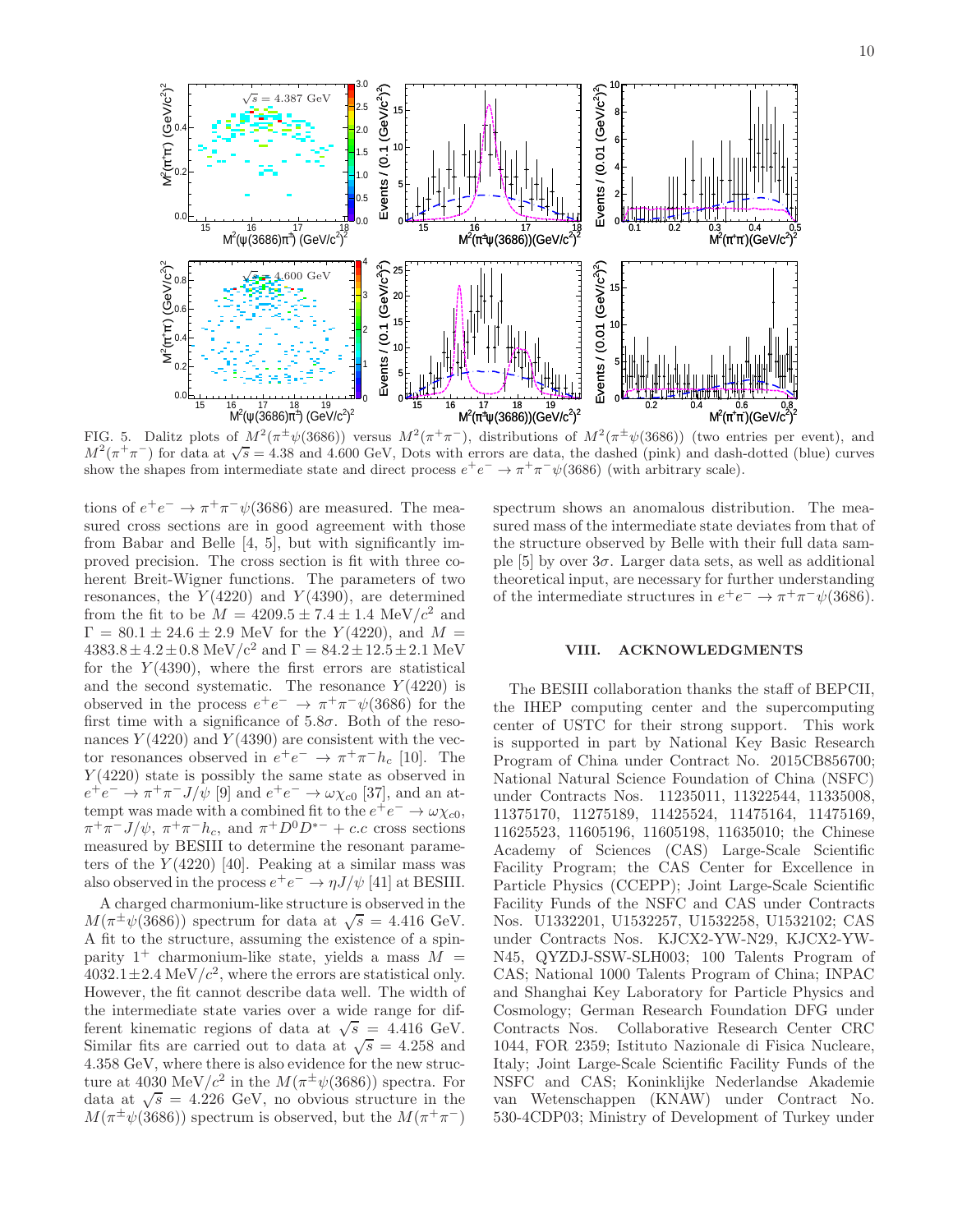FIG. 5. Dalitz plots of $M^2(\pi^\pm\psi(3686))$ versus $M^2(\pi^+\pi^-)$, distributions of $M^2(\pi^\pm\psi(3686))$ (two entries per event), and $M^2(\pi^+\pi^-)$ for data at $\sqrt{s} = 4.38$ and 4.600 GeV, Dots with errors are data, the dashed (pink) and dash-dotted (blue) curves show the shapes from intermediate state and direct process $e^+e^- \to \pi^+\pi^-\psi(3686)$ (with arbitrary scale).

tions of $e^+e^- \to \pi^+\pi^-\psi(3686)$ are measured. The measured cross sections are in good agreement with those from Babar and Belle [4, 5], but with significantly improved precision. The cross section is fit with three coherent Breit-Wigner functions. The parameters of two resonances, the $Y(4220)$ and $Y(4390)$, are determined from the fit to be $M = 4209.5 \pm 7.4 \pm 1.4$ MeV/$c^2$ and $\Gamma = 80.1 \pm 24.6 \pm 2.9$ MeV for the $Y(4220)$, and $M = 4383.8 \pm 4.2 \pm 0.8$ MeV/$c^2$ and $\Gamma = 84.2 \pm 12.5 \pm 2.1$ MeV for the $Y(4390)$, where the first errors are statistical and the second systematic. The resonance $Y(4220)$ is observed in the process $e^+e^- \to \pi^+\pi^-\psi(3686)$ for the first time with a significance of $5.8\sigma$. Both of the resonances $Y(4220)$ and $Y(4390)$ are consistent with the vector resonances observed in $e^+e^- \to \pi^+\pi^-h_c$ [10]. The $Y(4220)$ state is possibly the same state as observed in $e^+e^- \to \pi^+\pi^-J/\psi$ [9] and $e^+e^- \to \omega\chi_{c0}$ [37], and an attempt was made with a combined fit to the $e^+e^- \to \omega\chi_{c0}$, $\pi^+\pi^-J/\psi$, $\pi^+\pi^-h_c$, and $\pi^+D^0D^{*-} + c.c$ cross sections measured by BESIII to determine the resonant parameters of the $Y(4220)$ [40]. Peaking at a similar mass was also observed in the process $e^+e^- \to \eta J/\psi$ [41] at BESIII.

A charged charmonium-like structure is observed in the $M(\pi^\pm\psi(3686))$ spectrum for data at $\sqrt{s} = 4.416$ GeV. A fit to the structure, assuming the existence of a spin-parity $1^+$ charmonium-like state, yields a mass $M = 4032.1 \pm 2.4$ MeV/$c^2$, where the errors are statistical only. However, the fit cannot describe data well. The width of the intermediate state varies over a wide range for different kinematic regions of data at $\sqrt{s} = 4.416$ GeV. Similar fits are carried out to data at $\sqrt{s} = 4.258$ and 4.358 GeV, where there is also evidence for the new structure at 4030 MeV/$c^2$ in the $M(\pi^\pm\psi(3686))$ spectra. For data at $\sqrt{s} = 4.226$ GeV, no obvious structure in the $M(\pi^\pm\psi(3686))$ spectrum is observed, but the $M(\pi^+\pi^-)$ spectrum shows an anomalous distribution. The measured mass of the intermediate state deviates from that of the structure observed by Belle with their full data sample [5] by over $3\sigma$. Larger data sets, as well as additional theoretical input, are necessary for further understanding of the intermediate structures in $e^+e^- \to \pi^+\pi^-\psi(3686)$.

## VIII. ACKNOWLEDGMENTS

The BESIII collaboration thanks the staff of BEPCII, the IHEP computing center and the supercomputing center of USTC for their strong support. This work is supported in part by National Key Basic Research Program of China under Contract No. 2015CB856700; National Natural Science Foundation of China (NSFC) under Contracts Nos. 11235011, 11322544, 11335008, 11375170, 11275189, 11425524, 11475164, 11475169, 11625523, 11605196, 11605198, 11635010; the Chinese Academy of Sciences (CAS) Large-Scale Scientific Facility Program; the CAS Center for Excellence in Particle Physics (CCEPP); Joint Large-Scale Scientific Facility Funds of the NSFC and CAS under Contracts Nos. U1332201, U1532257, U1532258, U1532102; CAS under Contracts Nos. KJCX2-YW-N29, KJCX2-YW-N45, QYZDJ-SSW-SLH003; 100 Talents Program of CAS; National 1000 Talents Program of China; INPAC and Shanghai Key Laboratory for Particle Physics and Cosmology; German Research Foundation DFG under Contracts Nos. Collaborative Research Center CRC 1044, FOR 2359; Istituto Nazionale di Fisica Nucleare, Italy; Joint Large-Scale Scientific Facility Funds of the NSFC and CAS; Koninklijke Nederlandse Akademie van Wetenschappen (KNAW) under Contract No. 530-4CDP03; Ministry of Development of Turkey under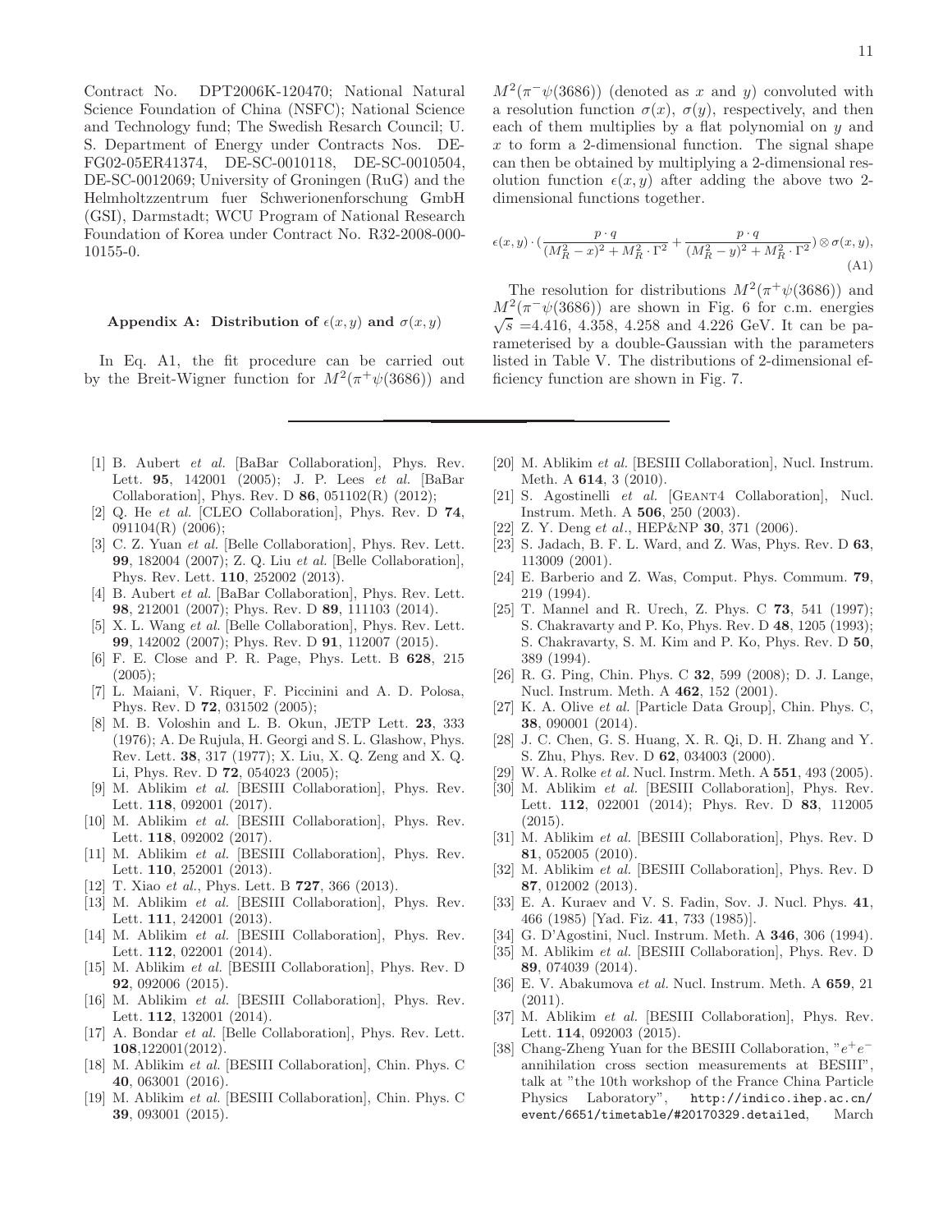Contract No. DPT2006K-120470; National Natural Science Foundation of China (NSFC); National Science and Technology fund; The Swedish Resarch Council; U. S. Department of Energy under Contracts Nos. DE-FG02-05ER41374, DE-SC-0010118, DE-SC-0010504, DE-SC-0012069; University of Groningen (RuG) and the Helmholtzzentrum fuer Schwerionenforschung GmbH (GSI), Darmstadt; WCU Program of National Research Foundation of Korea under Contract No. R32-2008-000-10155-0.

### Appendix A: Distribution of $\epsilon(x,y)$ and $\sigma(x,y)$

In Eq. A1, the fit procedure can be carried out by the Breit-Wigner function for $M^2(\pi^+\psi(3686))$ and $M^2(\pi^-\psi(3686))$ (denoted as $x$ and $y$) convoluted with a resolution function $\sigma(x)$, $\sigma(y)$, respectively, and then each of them multiplies by a flat polynomial on $y$ and $x$ to form a 2-dimensional function. The signal shape can then be obtained by multiplying a 2-dimensional resolution function $\epsilon(x,y)$ after adding the above two 2-dimensional functions together.

$$\epsilon(x,y)\cdot\left(\frac{p\cdot q}{(M_R^2-x)^2+M_R^2\cdot\Gamma^2}+\frac{p\cdot q}{(M_R^2-y)^2+M_R^2\cdot\Gamma^2}\right)\otimes\sigma(x,y), \tag{A1}$$

The resolution for distributions $M^2(\pi^+\psi(3686))$ and $M^2(\pi^-\psi(3686))$ are shown in Fig. 6 for c.m. energies $\sqrt{s}$ =4.416, 4.358, 4.258 and 4.226 GeV. It can be parameterised by a double-Gaussian with the parameters listed in Table V. The distributions of 2-dimensional efficiency function are shown in Fig. 7.

---

[1] B. Aubert *et al.* [BaBar Collaboration], Phys. Rev. Lett. **95**, 142001 (2005); J. P. Lees *et al.* [BaBar Collaboration], Phys. Rev. D **86**, 051102(R) (2012);

[2] Q. He *et al.* [CLEO Collaboration], Phys. Rev. D **74**, 091104(R) (2006);

[3] C. Z. Yuan *et al.* [Belle Collaboration], Phys. Rev. Lett. **99**, 182004 (2007); Z. Q. Liu *et al.* [Belle Collaboration], Phys. Rev. Lett. **110**, 252002 (2013).

[4] B. Aubert *et al.* [BaBar Collaboration], Phys. Rev. Lett. **98**, 212001 (2007); Phys. Rev. D **89**, 111103 (2014).

[5] X. L. Wang *et al.* [Belle Collaboration], Phys. Rev. Lett. **99**, 142002 (2007); Phys. Rev. D **91**, 112007 (2015).

[6] F. E. Close and P. R. Page, Phys. Lett. B **628**, 215 (2005);

[7] L. Maiani, V. Riquer, F. Piccinini and A. D. Polosa, Phys. Rev. D **72**, 031502 (2005);

[8] M. B. Voloshin and L. B. Okun, JETP Lett. **23**, 333 (1976); A. De Rujula, H. Georgi and S. L. Glashow, Phys. Rev. Lett. **38**, 317 (1977); X. Liu, X. Q. Zeng and X. Q. Li, Phys. Rev. D **72**, 054023 (2005);

[9] M. Ablikim *et al.* [BESIII Collaboration], Phys. Rev. Lett. **118**, 092001 (2017).

[10] M. Ablikim *et al.* [BESIII Collaboration], Phys. Rev. Lett. **118**, 092002 (2017).

[11] M. Ablikim *et al.* [BESIII Collaboration], Phys. Rev. Lett. **110**, 252001 (2013).

[12] T. Xiao *et al.*, Phys. Lett. B **727**, 366 (2013).

[13] M. Ablikim *et al.* [BESIII Collaboration], Phys. Rev. Lett. **111**, 242001 (2013).

[14] M. Ablikim *et al.* [BESIII Collaboration], Phys. Rev. Lett. **112**, 022001 (2014).

[15] M. Ablikim *et al.* [BESIII Collaboration], Phys. Rev. D **92**, 092006 (2015).

[16] M. Ablikim *et al.* [BESIII Collaboration], Phys. Rev. Lett. **112**, 132001 (2014).

[17] A. Bondar *et al.* [Belle Collaboration], Phys. Rev. Lett. **108**,122001(2012).

[18] M. Ablikim *et al.* [BESIII Collaboration], Chin. Phys. C **40**, 063001 (2016).

[19] M. Ablikim *et al.* [BESIII Collaboration], Chin. Phys. C **39**, 093001 (2015).

[20] M. Ablikim *et al.* [BESIII Collaboration], Nucl. Instrum. Meth. A **614**, 3 (2010).

[21] S. Agostinelli *et al.* [GEANT4 Collaboration], Nucl. Instrum. Meth. A **506**, 250 (2003).

[22] Z. Y. Deng *et al.*, HEP&NP **30**, 371 (2006).

[23] S. Jadach, B. F. L. Ward, and Z. Was, Phys. Rev. D **63**, 113009 (2001).

[24] E. Barberio and Z. Was, Comput. Phys. Commum. **79**, 219 (1994).

[25] T. Mannel and R. Urech, Z. Phys. C **73**, 541 (1997); S. Chakravarty and P. Ko, Phys. Rev. D **48**, 1205 (1993); S. Chakravarty, S. M. Kim and P. Ko, Phys. Rev. D **50**, 389 (1994).

[26] R. G. Ping, Chin. Phys. C **32**, 599 (2008); D. J. Lange, Nucl. Instrum. Meth. A **462**, 152 (2001).

[27] K. A. Olive *et al.* [Particle Data Group], Chin. Phys. C, **38**, 090001 (2014).

[28] J. C. Chen, G. S. Huang, X. R. Qi, D. H. Zhang and Y. S. Zhu, Phys. Rev. D **62**, 034003 (2000).

[29] W. A. Rolke *et al.* Nucl. Instrm. Meth. A **551**, 493 (2005).

[30] M. Ablikim *et al.* [BESIII Collaboration], Phys. Rev. Lett. **112**, 022001 (2014); Phys. Rev. D **83**, 112005 (2015).

[31] M. Ablikim *et al.* [BESIII Collaboration], Phys. Rev. D **81**, 052005 (2010).

[32] M. Ablikim *et al.* [BESIII Collaboration], Phys. Rev. D **87**, 012002 (2013).

[33] E. A. Kuraev and V. S. Fadin, Sov. J. Nucl. Phys. **41**, 466 (1985) [Yad. Fiz. **41**, 733 (1985)].

[34] G. D'Agostini, Nucl. Instrum. Meth. A **346**, 306 (1994).

[35] M. Ablikim *et al.* [BESIII Collaboration], Phys. Rev. D **89**, 074039 (2014).

[36] E. V. Abakumova *et al.* Nucl. Instrum. Meth. A **659**, 21 (2011).

[37] M. Ablikim *et al.* [BESIII Collaboration], Phys. Rev. Lett. **114**, 092003 (2015).

[38] Chang-Zheng Yuan for the BESIII Collaboration, "$e^+e^-$ annihilation cross section measurements at BESIII", talk at "the 10th workshop of the France China Particle Physics Laboratory", `http://indico.ihep.ac.cn/event/6651/timetable/#20170329.detailed`, March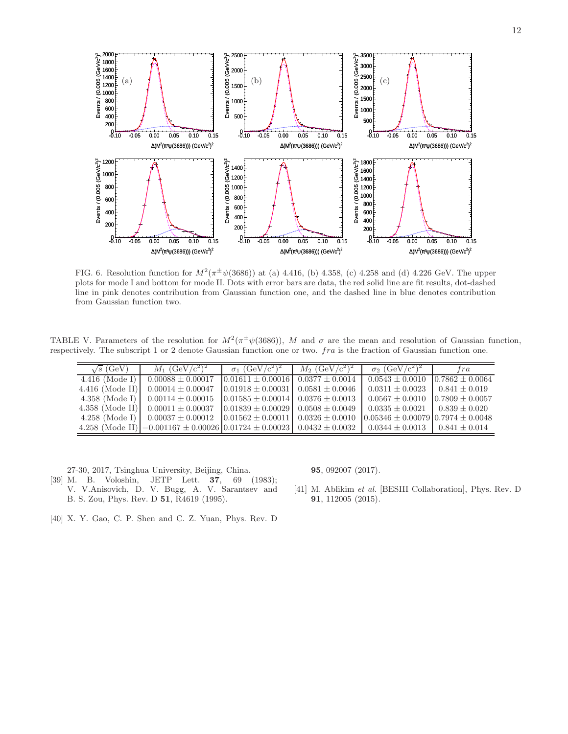FIG. 6. Resolution function for $M^2(\pi^\pm\psi(3686))$ at (a) 4.416, (b) 4.358, (c) 4.258 and (d) 4.226 GeV. The upper plots for mode I and bottom for mode II. Dots with error bars are data, the red solid line are fit results, dot-dashed line in pink denotes contribution from Gaussian function one, and the dashed line in blue denotes contribution from Gaussian function two.

TABLE V. Parameters of the resolution for $M^2(\pi^\pm\psi(3686))$, $M$ and $\sigma$ are the mean and resolution of Gaussian function, respectively. The subscript 1 or 2 denote Gaussian function one or two. $fra$ is the fraction of Gaussian function one.

| $\sqrt{s}$ (GeV) | $M_1$ (GeV/c$^2$)$^2$ | $\sigma_1$ (GeV/c$^2$)$^2$ | $M_2$ (GeV/c$^2$)$^2$ | $\sigma_2$ (GeV/c$^2$)$^2$ | $fra$ |
|---|---|---|---|---|---|
| 4.416 (Mode I) | $0.00088 \pm 0.00017$ | $0.01611 \pm 0.00016$ | $0.0377 \pm 0.0014$ | $0.0543 \pm 0.0010$ | $0.7862 \pm 0.0064$ |
| 4.416 (Mode II) | $0.00014 \pm 0.00047$ | $0.01918 \pm 0.00031$ | $0.0581 \pm 0.0046$ | $0.0311 \pm 0.0023$ | $0.841 \pm 0.019$ |
| 4.358 (Mode I) | $0.00114 \pm 0.00015$ | $0.01585 \pm 0.00014$ | $0.0376 \pm 0.0013$ | $0.0567 \pm 0.0010$ | $0.7809 \pm 0.0057$ |
| 4.358 (Mode II) | $0.00011 \pm 0.00037$ | $0.01839 \pm 0.00029$ | $0.0508 \pm 0.0049$ | $0.0335 \pm 0.0021$ | $0.839 \pm 0.020$ |
| 4.258 (Mode I) | $0.00037 \pm 0.00012$ | $0.01562 \pm 0.00011$ | $0.0326 \pm 0.0010$ | $0.05346 \pm 0.00079$ | $0.7974 \pm 0.0048$ |
| 4.258 (Mode II) | $-0.001167 \pm 0.00026$ | $0.01724 \pm 0.00023$ | $0.0432 \pm 0.0032$ | $0.0344 \pm 0.0013$ | $0.841 \pm 0.014$ |

27-30, 2017, Tsinghua University, Beijing, China.

[39] M. B. Voloshin, JETP Lett. **37**, 69 (1983); V. V.Anisovich, D. V. Bugg, A. V. Sarantsev and B. S. Zou, Phys. Rev. D **51**, R4619 (1995).

[40] X. Y. Gao, C. P. Shen and C. Z. Yuan, Phys. Rev. D **95**, 092007 (2017).

[41] M. Ablikim *et al.* [BESIII Collaboration], Phys. Rev. D **91**, 112005 (2015).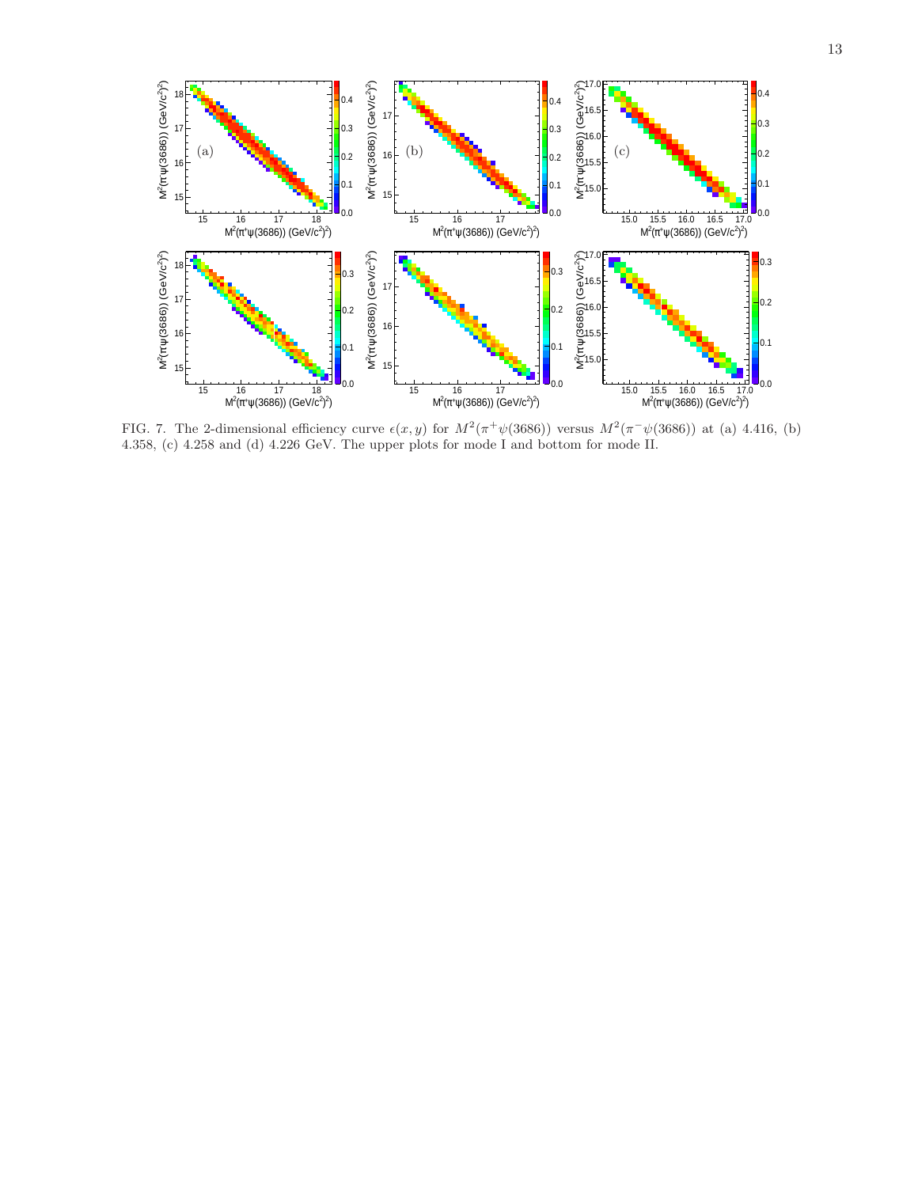(a)

M$^2$($\pi^-\psi$(3686)) (GeV/c$^2$)$^2$

M$^2$($\pi^+\psi$(3686)) (GeV/c$^2$)$^2$

(b)

M$^2$($\pi^-\psi$(3686)) (GeV/c$^2$)$^2$

M$^2$($\pi^+\psi$(3686)) (GeV/c$^2$)$^2$

(c)

M$^2$($\pi^-\psi$(3686)) (GeV/c$^2$)$^2$

M$^2$($\pi^+\psi$(3686)) (GeV/c$^2$)$^2$

M$^2$($\pi^-\psi$(3686)) (GeV/c$^2$)$^2$

M$^2$($\pi^+\psi$(3686)) (GeV/c$^2$)$^2$

M$^2$($\pi^-\psi$(3686)) (GeV/c$^2$)$^2$

M$^2$($\pi^+\psi$(3686)) (GeV/c$^2$)$^2$

M$^2$($\pi^-\psi$(3686)) (GeV/c$^2$)$^2$

M$^2$($\pi^+\psi$(3686)) (GeV/c$^2$)$^2$

FIG. 7. The 2-dimensional efficiency curve $\epsilon(x, y)$ for $M^2(\pi^+\psi(3686))$ versus $M^2(\pi^-\psi(3686))$ at (a) 4.416, (b) 4.358, (c) 4.258 and (d) 4.226 GeV. The upper plots for mode I and bottom for mode II.